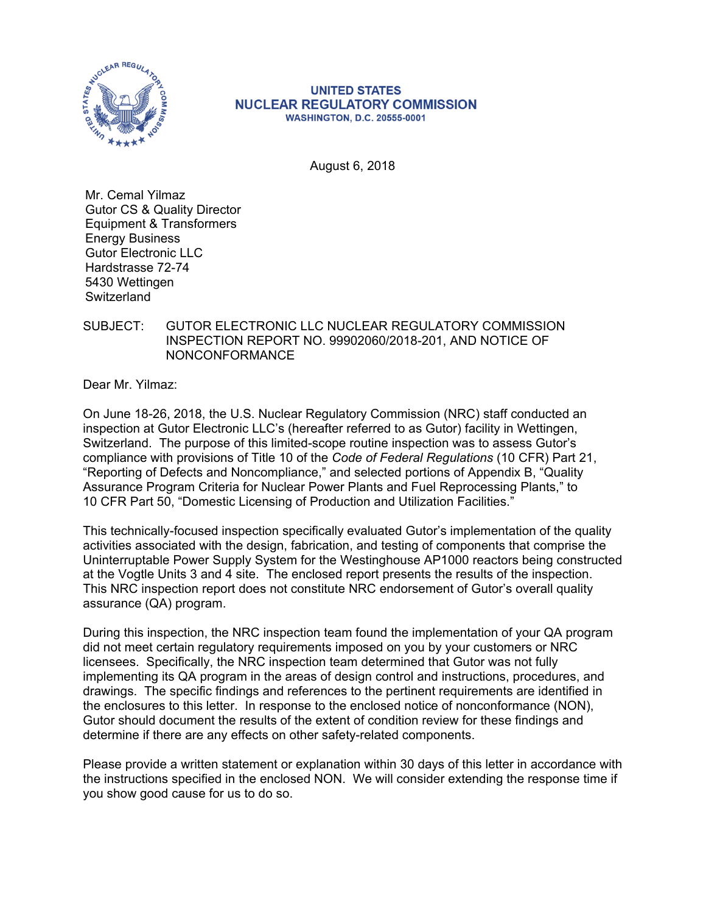**UNITED STATES**
**NUCLEAR REGULATORY COMMISSION**
**WASHINGTON, D.C. 20555-0001**

August 6, 2018

Mr. Cemal Yilmaz
Gutor CS & Quality Director
Equipment & Transformers
Energy Business
Gutor Electronic LLC
Hardstrasse 72-74
5430 Wettingen
Switzerland

SUBJECT: GUTOR ELECTRONIC LLC NUCLEAR REGULATORY COMMISSION INSPECTION REPORT NO. 99902060/2018-201, AND NOTICE OF NONCONFORMANCE

Dear Mr. Yilmaz:

On June 18-26, 2018, the U.S. Nuclear Regulatory Commission (NRC) staff conducted an inspection at Gutor Electronic LLC's (hereafter referred to as Gutor) facility in Wettingen, Switzerland. The purpose of this limited-scope routine inspection was to assess Gutor's compliance with provisions of Title 10 of the *Code of Federal Regulations* (10 CFR) Part 21, "Reporting of Defects and Noncompliance," and selected portions of Appendix B, "Quality Assurance Program Criteria for Nuclear Power Plants and Fuel Reprocessing Plants," to 10 CFR Part 50, "Domestic Licensing of Production and Utilization Facilities."

This technically-focused inspection specifically evaluated Gutor's implementation of the quality activities associated with the design, fabrication, and testing of components that comprise the Uninterruptable Power Supply System for the Westinghouse AP1000 reactors being constructed at the Vogtle Units 3 and 4 site. The enclosed report presents the results of the inspection. This NRC inspection report does not constitute NRC endorsement of Gutor's overall quality assurance (QA) program.

During this inspection, the NRC inspection team found the implementation of your QA program did not meet certain regulatory requirements imposed on you by your customers or NRC licensees. Specifically, the NRC inspection team determined that Gutor was not fully implementing its QA program in the areas of design control and instructions, procedures, and drawings. The specific findings and references to the pertinent requirements are identified in the enclosures to this letter. In response to the enclosed notice of nonconformance (NON), Gutor should document the results of the extent of condition review for these findings and determine if there are any effects on other safety-related components.

Please provide a written statement or explanation within 30 days of this letter in accordance with the instructions specified in the enclosed NON. We will consider extending the response time if you show good cause for us to do so.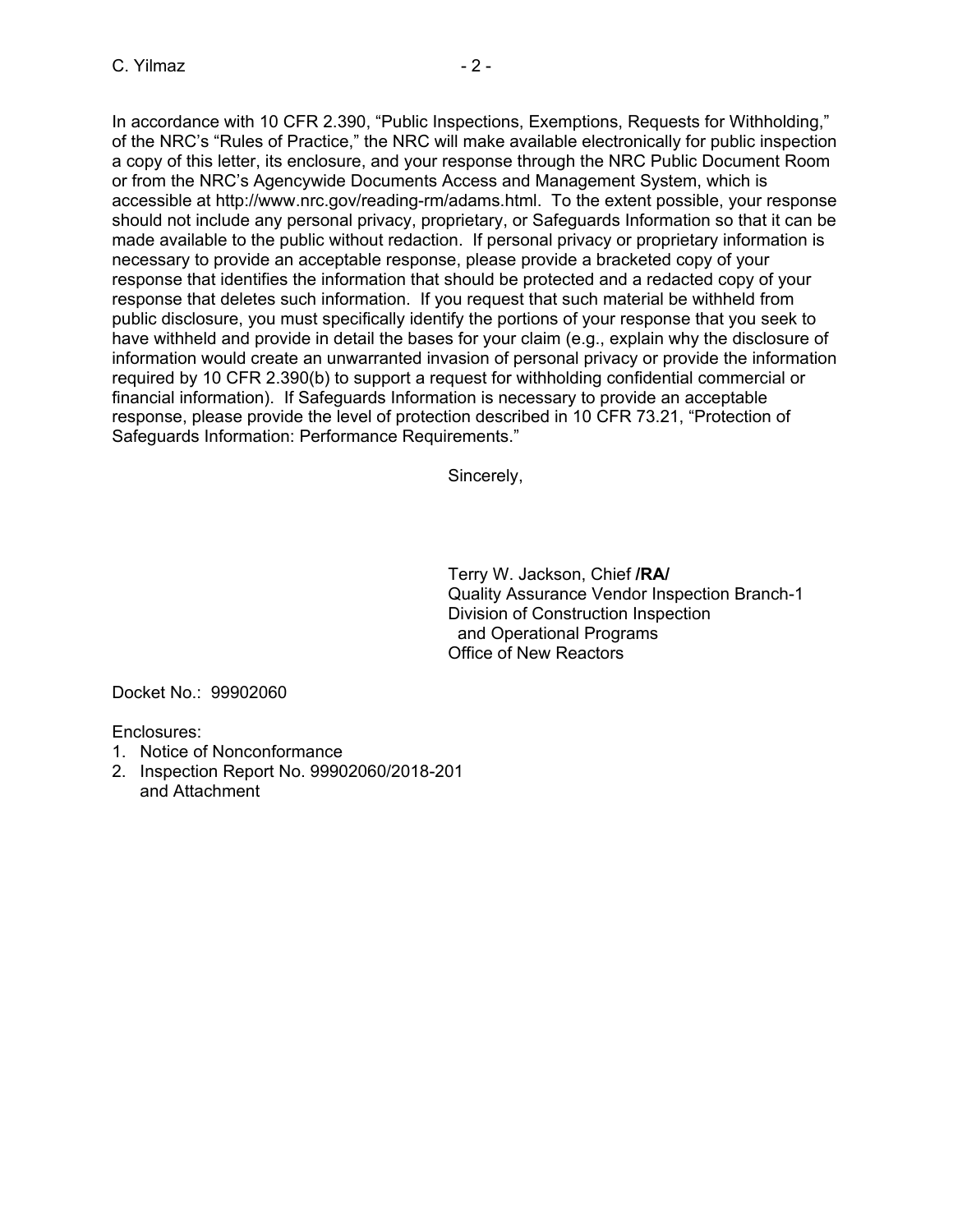In accordance with 10 CFR 2.390, "Public Inspections, Exemptions, Requests for Withholding," of the NRC's "Rules of Practice," the NRC will make available electronically for public inspection a copy of this letter, its enclosure, and your response through the NRC Public Document Room or from the NRC's Agencywide Documents Access and Management System, which is accessible at http://www.nrc.gov/reading-rm/adams.html. To the extent possible, your response should not include any personal privacy, proprietary, or Safeguards Information so that it can be made available to the public without redaction. If personal privacy or proprietary information is necessary to provide an acceptable response, please provide a bracketed copy of your response that identifies the information that should be protected and a redacted copy of your response that deletes such information. If you request that such material be withheld from public disclosure, you must specifically identify the portions of your response that you seek to have withheld and provide in detail the bases for your claim (e.g., explain why the disclosure of information would create an unwarranted invasion of personal privacy or provide the information required by 10 CFR 2.390(b) to support a request for withholding confidential commercial or financial information). If Safeguards Information is necessary to provide an acceptable response, please provide the level of protection described in 10 CFR 73.21, "Protection of Safeguards Information: Performance Requirements."

Sincerely,

Terry W. Jackson, Chief **/RA/**
Quality Assurance Vendor Inspection Branch-1
Division of Construction Inspection
and Operational Programs
Office of New Reactors

Docket No.: 99902060

Enclosures:
1. Notice of Nonconformance
2. Inspection Report No. 99902060/2018-201 and Attachment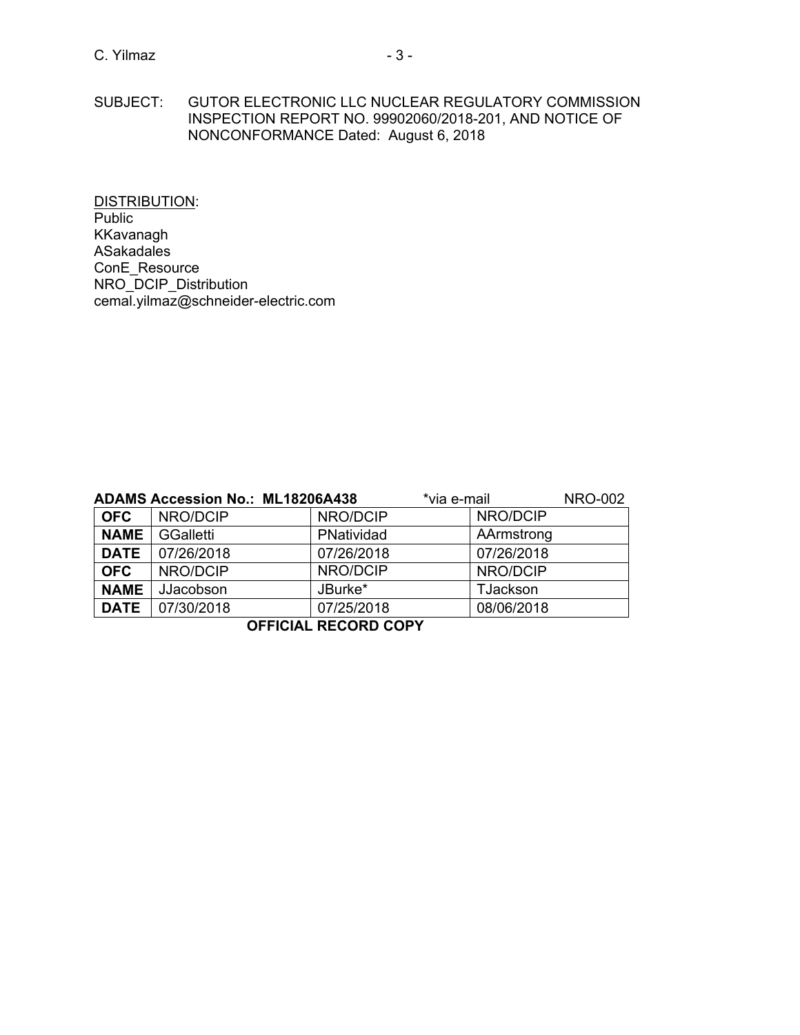SUBJECT: GUTOR ELECTRONIC LLC NUCLEAR REGULATORY COMMISSION INSPECTION REPORT NO. 99902060/2018-201, AND NOTICE OF NONCONFORMANCE Dated: August 6, 2018

DISTRIBUTION:
Public
KKavanagh
ASakadales
ConE_Resource
NRO_DCIP_Distribution
cemal.yilmaz@schneider-electric.com

**ADAMS Accession No.: ML18206A438** *via e-mail NRO-002

| **OFC** | NRO/DCIP | NRO/DCIP | NRO/DCIP |
|---|---|---|---|
| **NAME** | GGalletti | PNatividad | AArmstrong |
| **DATE** | 07/26/2018 | 07/26/2018 | 07/26/2018 |
| **OFC** | NRO/DCIP | NRO/DCIP | NRO/DCIP |
| **NAME** | JJacobson | JBurke* | TJackson |
| **DATE** | 07/30/2018 | 07/25/2018 | 08/06/2018 |

**OFFICIAL RECORD COPY**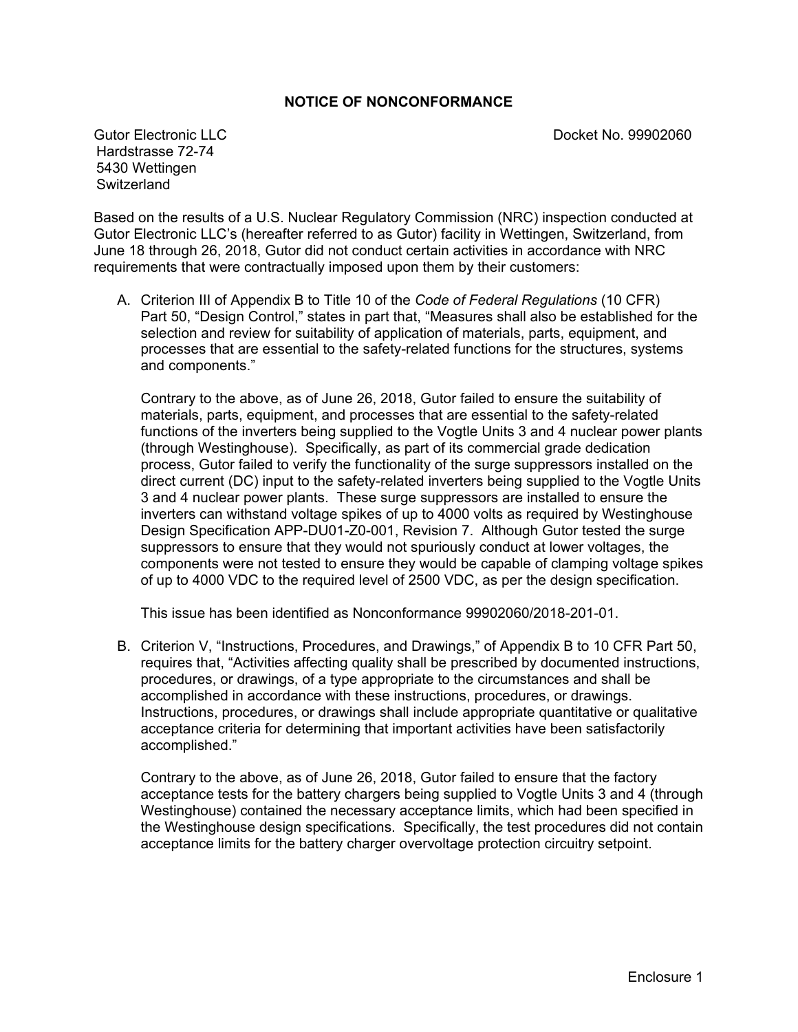# NOTICE OF NONCONFORMANCE

Gutor Electronic LLC
Hardstrasse 72-74
5430 Wettingen
Switzerland

Docket No. 99902060

Based on the results of a U.S. Nuclear Regulatory Commission (NRC) inspection conducted at Gutor Electronic LLC's (hereafter referred to as Gutor) facility in Wettingen, Switzerland, from June 18 through 26, 2018, Gutor did not conduct certain activities in accordance with NRC requirements that were contractually imposed upon them by their customers:

A. Criterion III of Appendix B to Title 10 of the *Code of Federal Regulations* (10 CFR) Part 50, "Design Control," states in part that, "Measures shall also be established for the selection and review for suitability of application of materials, parts, equipment, and processes that are essential to the safety-related functions for the structures, systems and components."

   Contrary to the above, as of June 26, 2018, Gutor failed to ensure the suitability of materials, parts, equipment, and processes that are essential to the safety-related functions of the inverters being supplied to the Vogtle Units 3 and 4 nuclear power plants (through Westinghouse). Specifically, as part of its commercial grade dedication process, Gutor failed to verify the functionality of the surge suppressors installed on the direct current (DC) input to the safety-related inverters being supplied to the Vogtle Units 3 and 4 nuclear power plants. These surge suppressors are installed to ensure the inverters can withstand voltage spikes of up to 4000 volts as required by Westinghouse Design Specification APP-DU01-Z0-001, Revision 7. Although Gutor tested the surge suppressors to ensure that they would not spuriously conduct at lower voltages, the components were not tested to ensure they would be capable of clamping voltage spikes of up to 4000 VDC to the required level of 2500 VDC, as per the design specification.

   This issue has been identified as Nonconformance 99902060/2018-201-01.

B. Criterion V, "Instructions, Procedures, and Drawings," of Appendix B to 10 CFR Part 50, requires that, "Activities affecting quality shall be prescribed by documented instructions, procedures, or drawings, of a type appropriate to the circumstances and shall be accomplished in accordance with these instructions, procedures, or drawings. Instructions, procedures, or drawings shall include appropriate quantitative or qualitative acceptance criteria for determining that important activities have been satisfactorily accomplished."

   Contrary to the above, as of June 26, 2018, Gutor failed to ensure that the factory acceptance tests for the battery chargers being supplied to Vogtle Units 3 and 4 (through Westinghouse) contained the necessary acceptance limits, which had been specified in the Westinghouse design specifications. Specifically, the test procedures did not contain acceptance limits for the battery charger overvoltage protection circuitry setpoint.

Enclosure 1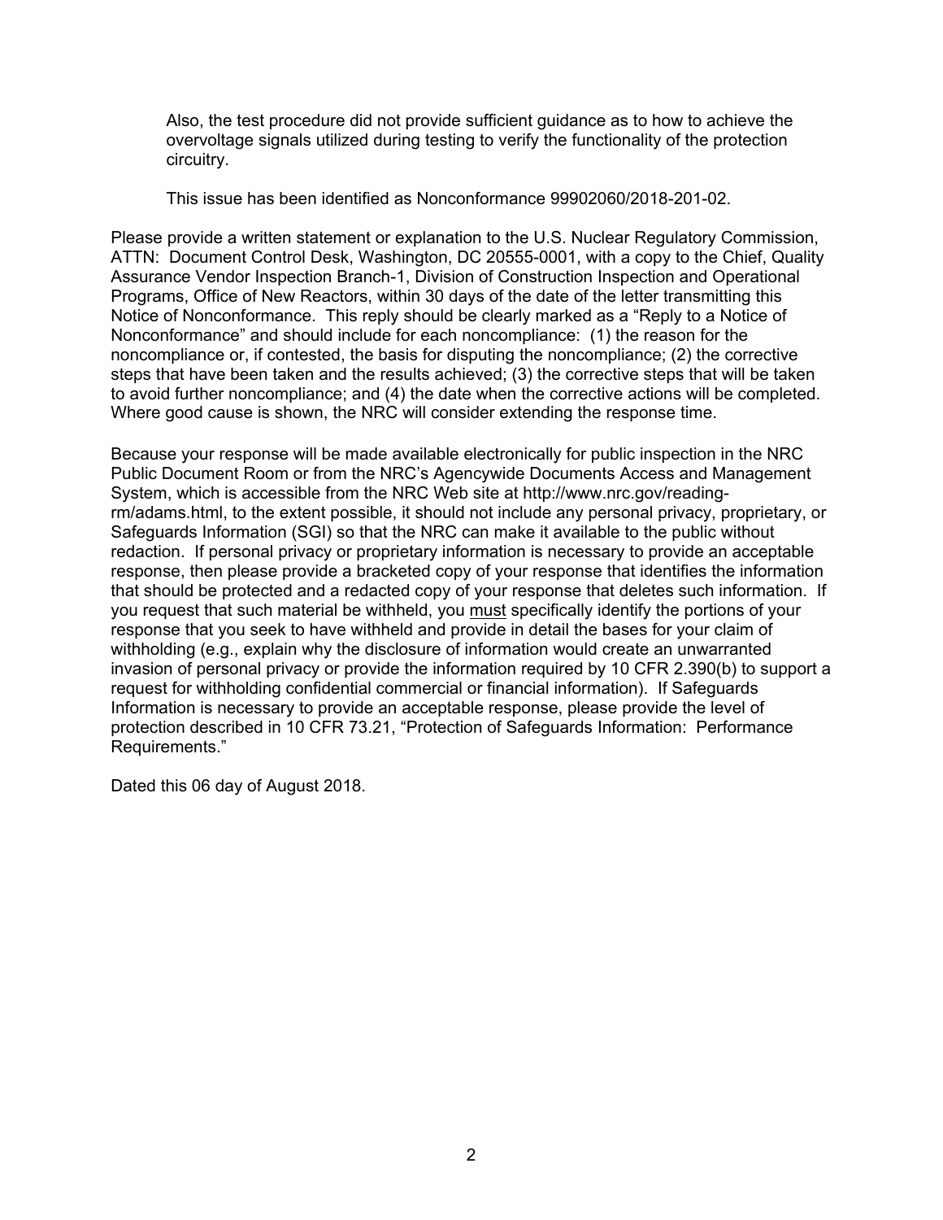Also, the test procedure did not provide sufficient guidance as to how to achieve the overvoltage signals utilized during testing to verify the functionality of the protection circuitry.

This issue has been identified as Nonconformance 99902060/2018-201-02.

Please provide a written statement or explanation to the U.S. Nuclear Regulatory Commission, ATTN: Document Control Desk, Washington, DC 20555-0001, with a copy to the Chief, Quality Assurance Vendor Inspection Branch-1, Division of Construction Inspection and Operational Programs, Office of New Reactors, within 30 days of the date of the letter transmitting this Notice of Nonconformance. This reply should be clearly marked as a "Reply to a Notice of Nonconformance" and should include for each noncompliance: (1) the reason for the noncompliance or, if contested, the basis for disputing the noncompliance; (2) the corrective steps that have been taken and the results achieved; (3) the corrective steps that will be taken to avoid further noncompliance; and (4) the date when the corrective actions will be completed. Where good cause is shown, the NRC will consider extending the response time.

Because your response will be made available electronically for public inspection in the NRC Public Document Room or from the NRC's Agencywide Documents Access and Management System, which is accessible from the NRC Web site at http://www.nrc.gov/reading-rm/adams.html, to the extent possible, it should not include any personal privacy, proprietary, or Safeguards Information (SGI) so that the NRC can make it available to the public without redaction. If personal privacy or proprietary information is necessary to provide an acceptable response, then please provide a bracketed copy of your response that identifies the information that should be protected and a redacted copy of your response that deletes such information. If you request that such material be withheld, you must specifically identify the portions of your response that you seek to have withheld and provide in detail the bases for your claim of withholding (e.g., explain why the disclosure of information would create an unwarranted invasion of personal privacy or provide the information required by 10 CFR 2.390(b) to support a request for withholding confidential commercial or financial information). If Safeguards Information is necessary to provide an acceptable response, please provide the level of protection described in 10 CFR 73.21, "Protection of Safeguards Information: Performance Requirements."

Dated this 06 day of August 2018.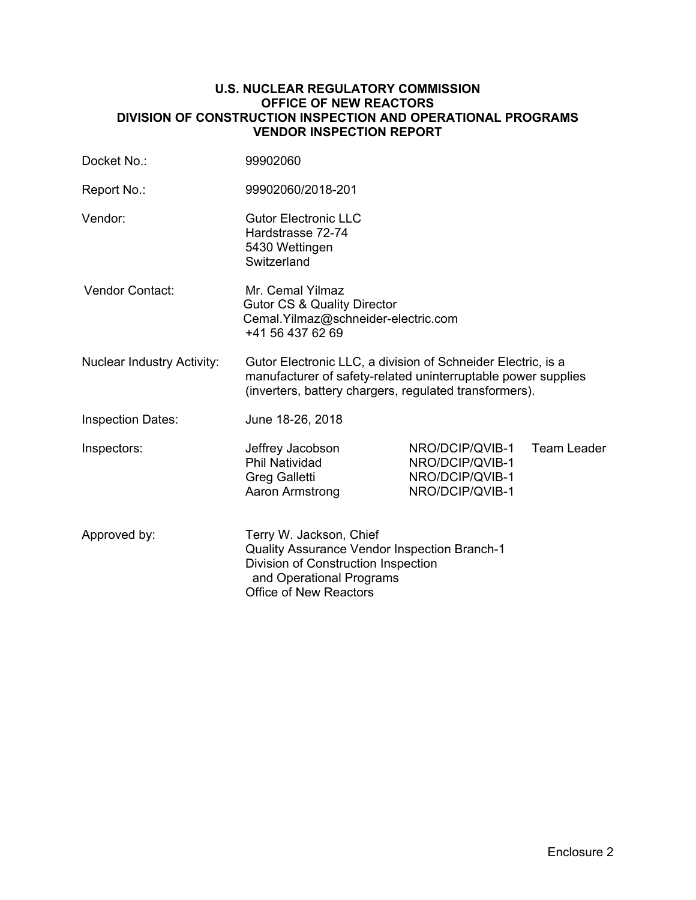**U.S. NUCLEAR REGULATORY COMMISSION**
**OFFICE OF NEW REACTORS**
**DIVISION OF CONSTRUCTION INSPECTION AND OPERATIONAL PROGRAMS**
**VENDOR INSPECTION REPORT**

| | | | |
|---|---|---|---|
| Docket No.: | 99902060 | | |
| Report No.: | 99902060/2018-201 | | |
| Vendor: | Gutor Electronic LLC<br>Hardstrasse 72-74<br>5430 Wettingen<br>Switzerland | | |
| Vendor Contact: | Mr. Cemal Yilmaz<br>Gutor CS & Quality Director<br>Cemal.Yilmaz@schneider-electric.com<br>+41 56 437 62 69 | | |
| Nuclear Industry Activity: | Gutor Electronic LLC, a division of Schneider Electric, is a manufacturer of safety-related uninterruptable power supplies (inverters, battery chargers, regulated transformers). | | |
| Inspection Dates: | June 18-26, 2018 | | |
| Inspectors: | Jeffrey Jacobson | NRO/DCIP/QVIB-1 | Team Leader |
| | Phil Natividad | NRO/DCIP/QVIB-1 | |
| | Greg Galletti | NRO/DCIP/QVIB-1 | |
| | Aaron Armstrong | NRO/DCIP/QVIB-1 | |
| Approved by: | Terry W. Jackson, Chief<br>Quality Assurance Vendor Inspection Branch-1<br>Division of Construction Inspection and Operational Programs<br>Office of New Reactors | | |

Enclosure 2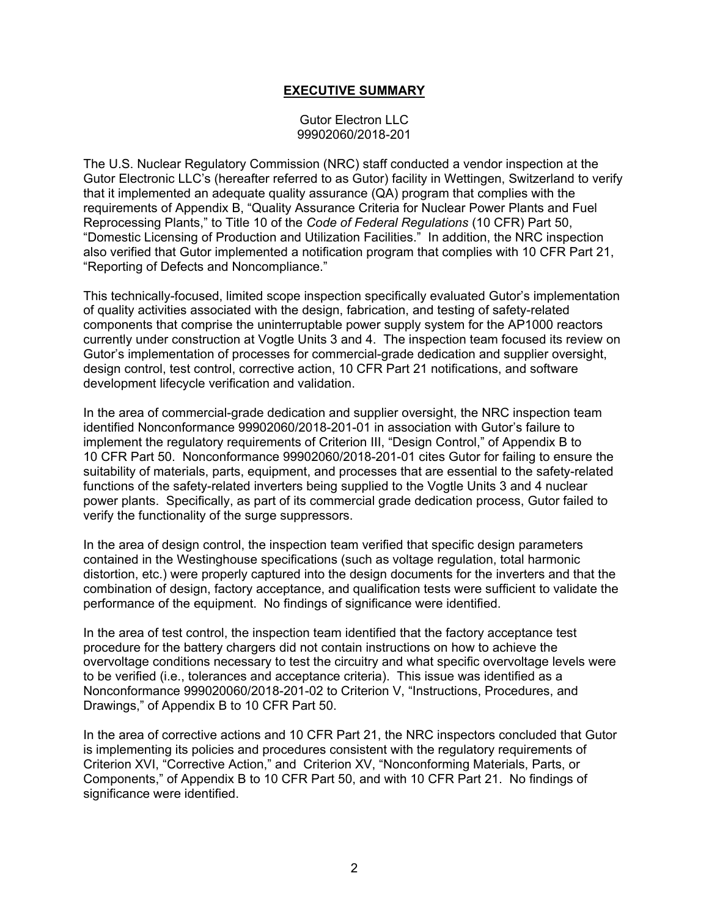## EXECUTIVE SUMMARY

Gutor Electron LLC
99902060/2018-201

The U.S. Nuclear Regulatory Commission (NRC) staff conducted a vendor inspection at the Gutor Electronic LLC's (hereafter referred to as Gutor) facility in Wettingen, Switzerland to verify that it implemented an adequate quality assurance (QA) program that complies with the requirements of Appendix B, "Quality Assurance Criteria for Nuclear Power Plants and Fuel Reprocessing Plants," to Title 10 of the *Code of Federal Regulations* (10 CFR) Part 50, "Domestic Licensing of Production and Utilization Facilities." In addition, the NRC inspection also verified that Gutor implemented a notification program that complies with 10 CFR Part 21, "Reporting of Defects and Noncompliance."

This technically-focused, limited scope inspection specifically evaluated Gutor's implementation of quality activities associated with the design, fabrication, and testing of safety-related components that comprise the uninterruptable power supply system for the AP1000 reactors currently under construction at Vogtle Units 3 and 4. The inspection team focused its review on Gutor's implementation of processes for commercial-grade dedication and supplier oversight, design control, test control, corrective action, 10 CFR Part 21 notifications, and software development lifecycle verification and validation.

In the area of commercial-grade dedication and supplier oversight, the NRC inspection team identified Nonconformance 99902060/2018-201-01 in association with Gutor's failure to implement the regulatory requirements of Criterion III, "Design Control," of Appendix B to 10 CFR Part 50. Nonconformance 99902060/2018-201-01 cites Gutor for failing to ensure the suitability of materials, parts, equipment, and processes that are essential to the safety-related functions of the safety-related inverters being supplied to the Vogtle Units 3 and 4 nuclear power plants. Specifically, as part of its commercial grade dedication process, Gutor failed to verify the functionality of the surge suppressors.

In the area of design control, the inspection team verified that specific design parameters contained in the Westinghouse specifications (such as voltage regulation, total harmonic distortion, etc.) were properly captured into the design documents for the inverters and that the combination of design, factory acceptance, and qualification tests were sufficient to validate the performance of the equipment. No findings of significance were identified.

In the area of test control, the inspection team identified that the factory acceptance test procedure for the battery chargers did not contain instructions on how to achieve the overvoltage conditions necessary to test the circuitry and what specific overvoltage levels were to be verified (i.e., tolerances and acceptance criteria). This issue was identified as a Nonconformance 999020060/2018-201-02 to Criterion V, "Instructions, Procedures, and Drawings," of Appendix B to 10 CFR Part 50.

In the area of corrective actions and 10 CFR Part 21, the NRC inspectors concluded that Gutor is implementing its policies and procedures consistent with the regulatory requirements of Criterion XVI, "Corrective Action," and Criterion XV, "Nonconforming Materials, Parts, or Components," of Appendix B to 10 CFR Part 50, and with 10 CFR Part 21. No findings of significance were identified.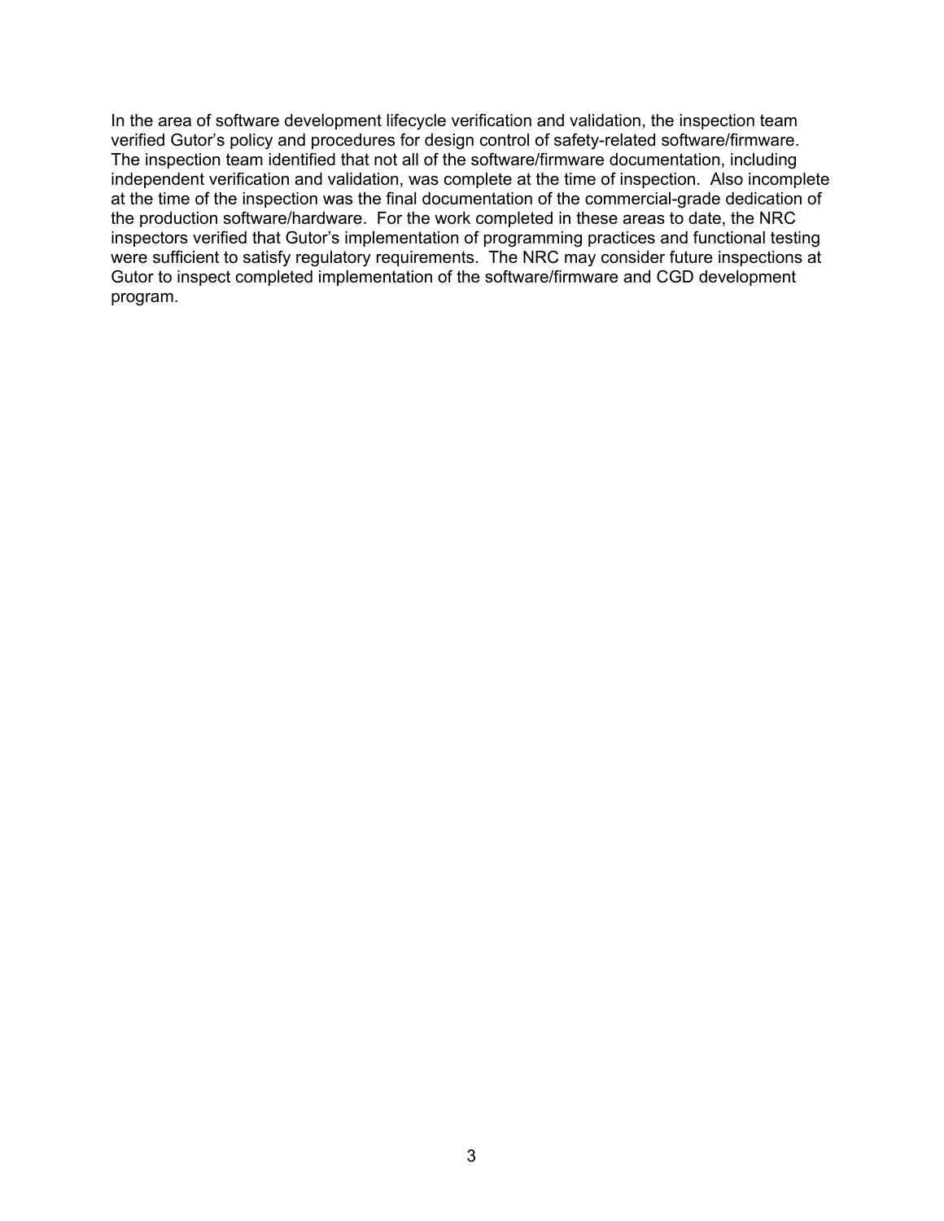In the area of software development lifecycle verification and validation, the inspection team verified Gutor's policy and procedures for design control of safety-related software/firmware. The inspection team identified that not all of the software/firmware documentation, including independent verification and validation, was complete at the time of inspection. Also incomplete at the time of the inspection was the final documentation of the commercial-grade dedication of the production software/hardware. For the work completed in these areas to date, the NRC inspectors verified that Gutor's implementation of programming practices and functional testing were sufficient to satisfy regulatory requirements. The NRC may consider future inspections at Gutor to inspect completed implementation of the software/firmware and CGD development program.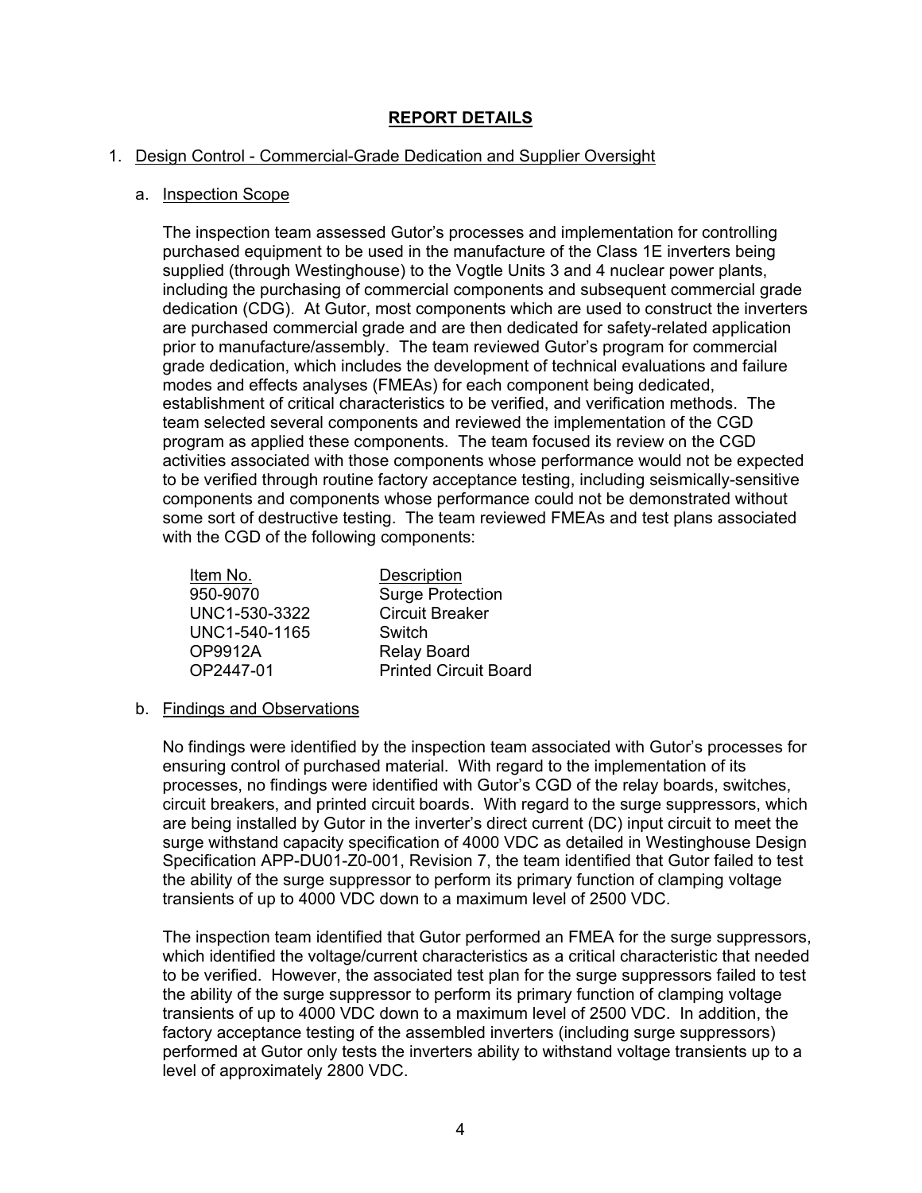# REPORT DETAILS

## 1. Design Control - Commercial-Grade Dedication and Supplier Oversight

### a. Inspection Scope

The inspection team assessed Gutor's processes and implementation for controlling purchased equipment to be used in the manufacture of the Class 1E inverters being supplied (through Westinghouse) to the Vogtle Units 3 and 4 nuclear power plants, including the purchasing of commercial components and subsequent commercial grade dedication (CDG). At Gutor, most components which are used to construct the inverters are purchased commercial grade and are then dedicated for safety-related application prior to manufacture/assembly. The team reviewed Gutor's program for commercial grade dedication, which includes the development of technical evaluations and failure modes and effects analyses (FMEAs) for each component being dedicated, establishment of critical characteristics to be verified, and verification methods. The team selected several components and reviewed the implementation of the CGD program as applied these components. The team focused its review on the CGD activities associated with those components whose performance would not be expected to be verified through routine factory acceptance testing, including seismically-sensitive components and components whose performance could not be demonstrated without some sort of destructive testing. The team reviewed FMEAs and test plans associated with the CGD of the following components:

| Item No. | Description |
|---|---|
| 950-9070 | Surge Protection |
| UNC1-530-3322 | Circuit Breaker |
| UNC1-540-1165 | Switch |
| OP9912A | Relay Board |
| OP2447-01 | Printed Circuit Board |

### b. Findings and Observations

No findings were identified by the inspection team associated with Gutor's processes for ensuring control of purchased material. With regard to the implementation of its processes, no findings were identified with Gutor's CGD of the relay boards, switches, circuit breakers, and printed circuit boards. With regard to the surge suppressors, which are being installed by Gutor in the inverter's direct current (DC) input circuit to meet the surge withstand capacity specification of 4000 VDC as detailed in Westinghouse Design Specification APP-DU01-Z0-001, Revision 7, the team identified that Gutor failed to test the ability of the surge suppressor to perform its primary function of clamping voltage transients of up to 4000 VDC down to a maximum level of 2500 VDC.

The inspection team identified that Gutor performed an FMEA for the surge suppressors, which identified the voltage/current characteristics as a critical characteristic that needed to be verified. However, the associated test plan for the surge suppressors failed to test the ability of the surge suppressor to perform its primary function of clamping voltage transients of up to 4000 VDC down to a maximum level of 2500 VDC. In addition, the factory acceptance testing of the assembled inverters (including surge suppressors) performed at Gutor only tests the inverters ability to withstand voltage transients up to a level of approximately 2800 VDC.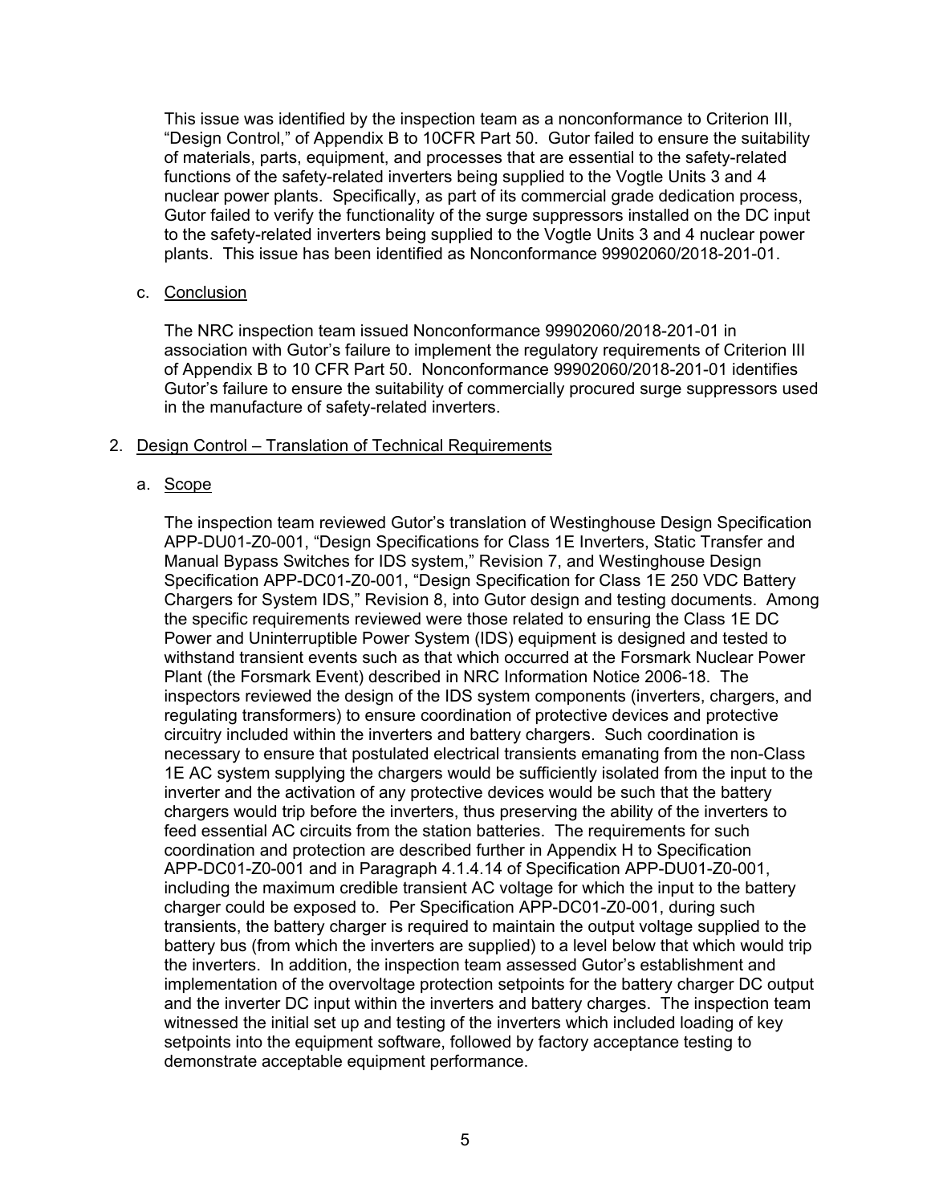This issue was identified by the inspection team as a nonconformance to Criterion III, "Design Control," of Appendix B to 10CFR Part 50. Gutor failed to ensure the suitability of materials, parts, equipment, and processes that are essential to the safety-related functions of the safety-related inverters being supplied to the Vogtle Units 3 and 4 nuclear power plants. Specifically, as part of its commercial grade dedication process, Gutor failed to verify the functionality of the surge suppressors installed on the DC input to the safety-related inverters being supplied to the Vogtle Units 3 and 4 nuclear power plants. This issue has been identified as Nonconformance 99902060/2018-201-01.

c. Conclusion

The NRC inspection team issued Nonconformance 99902060/2018-201-01 in association with Gutor's failure to implement the regulatory requirements of Criterion III of Appendix B to 10 CFR Part 50. Nonconformance 99902060/2018-201-01 identifies Gutor's failure to ensure the suitability of commercially procured surge suppressors used in the manufacture of safety-related inverters.

2. Design Control – Translation of Technical Requirements

a. Scope

The inspection team reviewed Gutor's translation of Westinghouse Design Specification APP-DU01-Z0-001, "Design Specifications for Class 1E Inverters, Static Transfer and Manual Bypass Switches for IDS system," Revision 7, and Westinghouse Design Specification APP-DC01-Z0-001, "Design Specification for Class 1E 250 VDC Battery Chargers for System IDS," Revision 8, into Gutor design and testing documents. Among the specific requirements reviewed were those related to ensuring the Class 1E DC Power and Uninterruptible Power System (IDS) equipment is designed and tested to withstand transient events such as that which occurred at the Forsmark Nuclear Power Plant (the Forsmark Event) described in NRC Information Notice 2006-18. The inspectors reviewed the design of the IDS system components (inverters, chargers, and regulating transformers) to ensure coordination of protective devices and protective circuitry included within the inverters and battery chargers. Such coordination is necessary to ensure that postulated electrical transients emanating from the non-Class 1E AC system supplying the chargers would be sufficiently isolated from the input to the inverter and the activation of any protective devices would be such that the battery chargers would trip before the inverters, thus preserving the ability of the inverters to feed essential AC circuits from the station batteries. The requirements for such coordination and protection are described further in Appendix H to Specification APP-DC01-Z0-001 and in Paragraph 4.1.4.14 of Specification APP-DU01-Z0-001, including the maximum credible transient AC voltage for which the input to the battery charger could be exposed to. Per Specification APP-DC01-Z0-001, during such transients, the battery charger is required to maintain the output voltage supplied to the battery bus (from which the inverters are supplied) to a level below that which would trip the inverters. In addition, the inspection team assessed Gutor's establishment and implementation of the overvoltage protection setpoints for the battery charger DC output and the inverter DC input within the inverters and battery charges. The inspection team witnessed the initial set up and testing of the inverters which included loading of key setpoints into the equipment software, followed by factory acceptance testing to demonstrate acceptable equipment performance.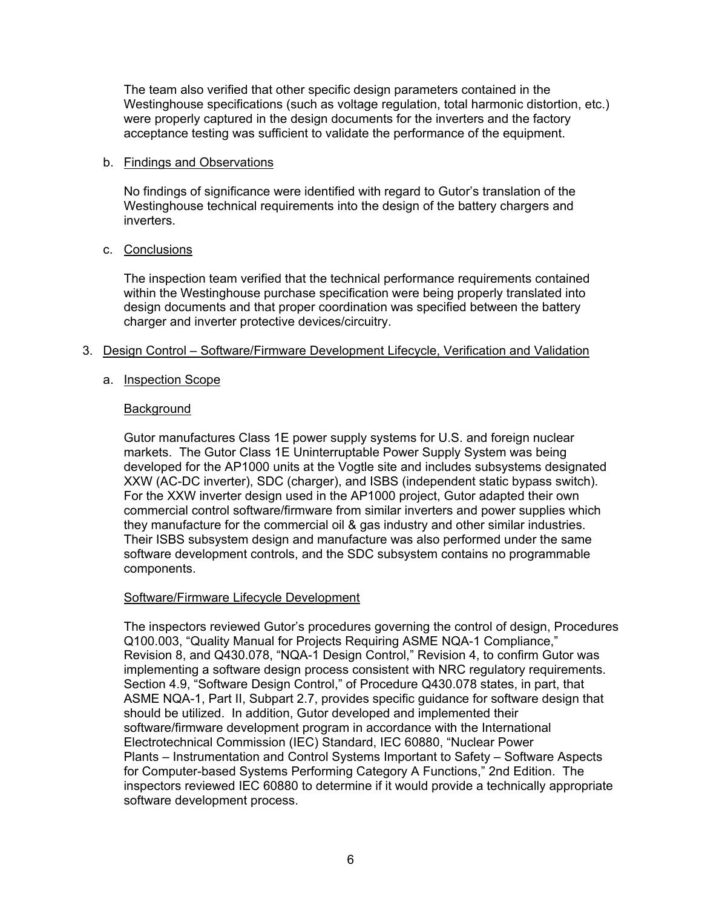The team also verified that other specific design parameters contained in the Westinghouse specifications (such as voltage regulation, total harmonic distortion, etc.) were properly captured in the design documents for the inverters and the factory acceptance testing was sufficient to validate the performance of the equipment.

b. Findings and Observations

No findings of significance were identified with regard to Gutor's translation of the Westinghouse technical requirements into the design of the battery chargers and inverters.

c. Conclusions

The inspection team verified that the technical performance requirements contained within the Westinghouse purchase specification were being properly translated into design documents and that proper coordination was specified between the battery charger and inverter protective devices/circuitry.

3. Design Control – Software/Firmware Development Lifecycle, Verification and Validation

a. Inspection Scope

Background

Gutor manufactures Class 1E power supply systems for U.S. and foreign nuclear markets. The Gutor Class 1E Uninterruptable Power Supply System was being developed for the AP1000 units at the Vogtle site and includes subsystems designated XXW (AC-DC inverter), SDC (charger), and ISBS (independent static bypass switch). For the XXW inverter design used in the AP1000 project, Gutor adapted their own commercial control software/firmware from similar inverters and power supplies which they manufacture for the commercial oil & gas industry and other similar industries. Their ISBS subsystem design and manufacture was also performed under the same software development controls, and the SDC subsystem contains no programmable components.

Software/Firmware Lifecycle Development

The inspectors reviewed Gutor's procedures governing the control of design, Procedures Q100.003, "Quality Manual for Projects Requiring ASME NQA-1 Compliance," Revision 8, and Q430.078, "NQA-1 Design Control," Revision 4, to confirm Gutor was implementing a software design process consistent with NRC regulatory requirements. Section 4.9, "Software Design Control," of Procedure Q430.078 states, in part, that ASME NQA-1, Part II, Subpart 2.7, provides specific guidance for software design that should be utilized. In addition, Gutor developed and implemented their software/firmware development program in accordance with the International Electrotechnical Commission (IEC) Standard, IEC 60880, "Nuclear Power Plants – Instrumentation and Control Systems Important to Safety – Software Aspects for Computer-based Systems Performing Category A Functions," 2nd Edition. The inspectors reviewed IEC 60880 to determine if it would provide a technically appropriate software development process.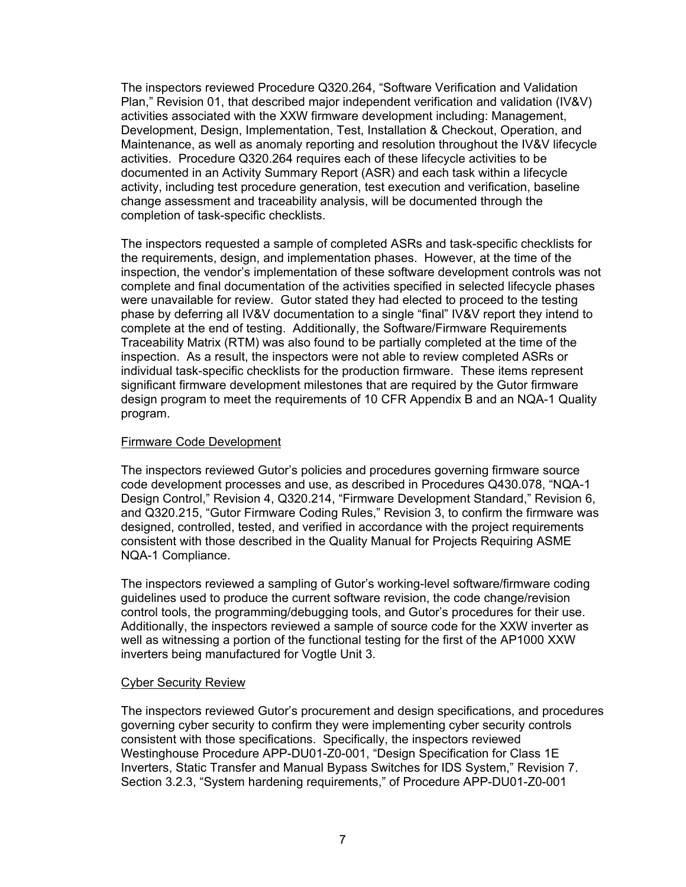The inspectors reviewed Procedure Q320.264, "Software Verification and Validation Plan," Revision 01, that described major independent verification and validation (IV&V) activities associated with the XXW firmware development including: Management, Development, Design, Implementation, Test, Installation & Checkout, Operation, and Maintenance, as well as anomaly reporting and resolution throughout the IV&V lifecycle activities. Procedure Q320.264 requires each of these lifecycle activities to be documented in an Activity Summary Report (ASR) and each task within a lifecycle activity, including test procedure generation, test execution and verification, baseline change assessment and traceability analysis, will be documented through the completion of task-specific checklists.

The inspectors requested a sample of completed ASRs and task-specific checklists for the requirements, design, and implementation phases. However, at the time of the inspection, the vendor's implementation of these software development controls was not complete and final documentation of the activities specified in selected lifecycle phases were unavailable for review. Gutor stated they had elected to proceed to the testing phase by deferring all IV&V documentation to a single "final" IV&V report they intend to complete at the end of testing. Additionally, the Software/Firmware Requirements Traceability Matrix (RTM) was also found to be partially completed at the time of the inspection. As a result, the inspectors were not able to review completed ASRs or individual task-specific checklists for the production firmware. These items represent significant firmware development milestones that are required by the Gutor firmware design program to meet the requirements of 10 CFR Appendix B and an NQA-1 Quality program.

<u>Firmware Code Development</u>

The inspectors reviewed Gutor's policies and procedures governing firmware source code development processes and use, as described in Procedures Q430.078, "NQA-1 Design Control," Revision 4, Q320.214, "Firmware Development Standard," Revision 6, and Q320.215, "Gutor Firmware Coding Rules," Revision 3, to confirm the firmware was designed, controlled, tested, and verified in accordance with the project requirements consistent with those described in the Quality Manual for Projects Requiring ASME NQA-1 Compliance.

The inspectors reviewed a sampling of Gutor's working-level software/firmware coding guidelines used to produce the current software revision, the code change/revision control tools, the programming/debugging tools, and Gutor's procedures for their use. Additionally, the inspectors reviewed a sample of source code for the XXW inverter as well as witnessing a portion of the functional testing for the first of the AP1000 XXW inverters being manufactured for Vogtle Unit 3.

<u>Cyber Security Review</u>

The inspectors reviewed Gutor's procurement and design specifications, and procedures governing cyber security to confirm they were implementing cyber security controls consistent with those specifications. Specifically, the inspectors reviewed Westinghouse Procedure APP-DU01-Z0-001, "Design Specification for Class 1E Inverters, Static Transfer and Manual Bypass Switches for IDS System," Revision 7. Section 3.2.3, "System hardening requirements," of Procedure APP-DU01-Z0-001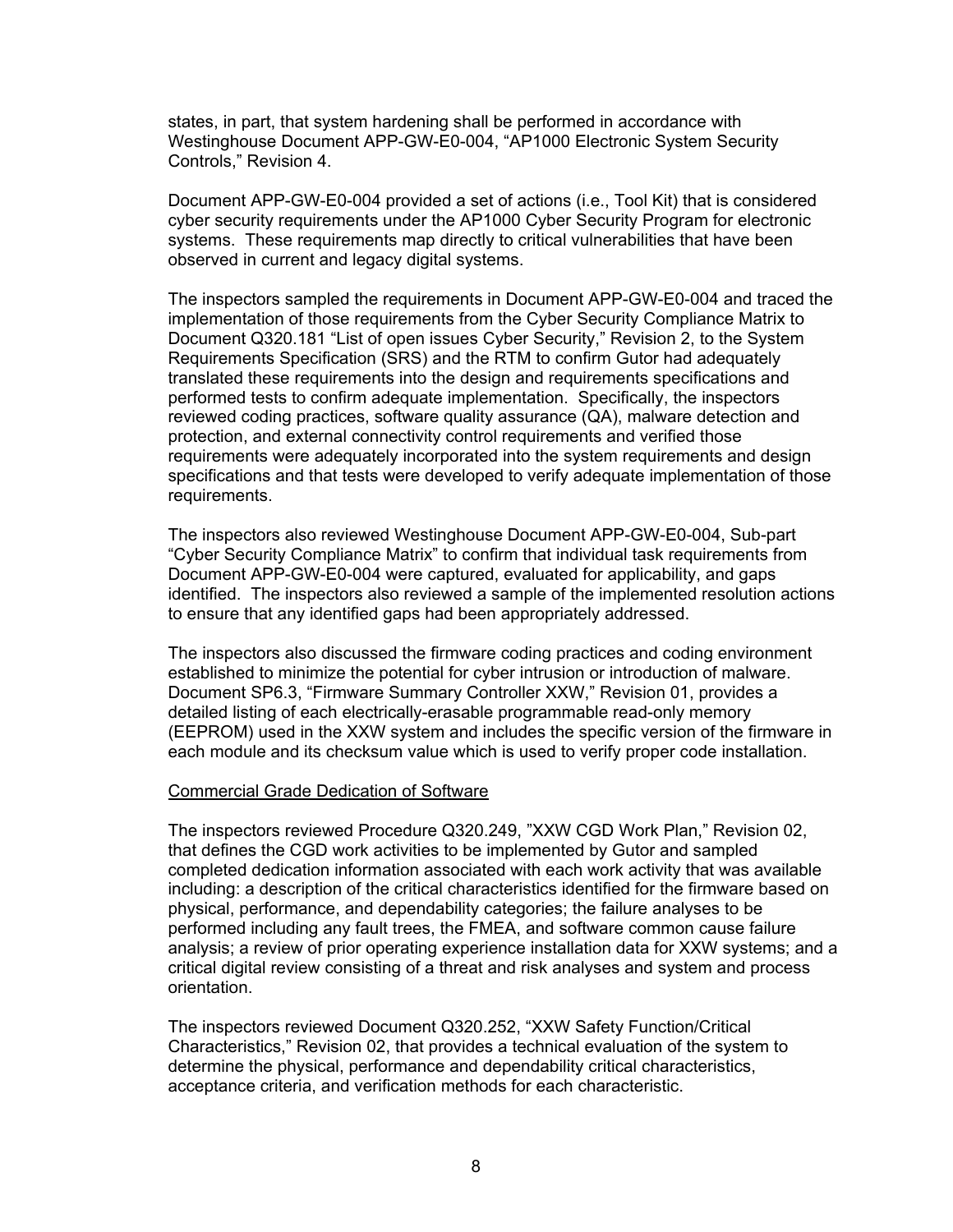states, in part, that system hardening shall be performed in accordance with Westinghouse Document APP-GW-E0-004, “AP1000 Electronic System Security Controls,” Revision 4.

Document APP-GW-E0-004 provided a set of actions (i.e., Tool Kit) that is considered cyber security requirements under the AP1000 Cyber Security Program for electronic systems. These requirements map directly to critical vulnerabilities that have been observed in current and legacy digital systems.

The inspectors sampled the requirements in Document APP-GW-E0-004 and traced the implementation of those requirements from the Cyber Security Compliance Matrix to Document Q320.181 “List of open issues Cyber Security,” Revision 2, to the System Requirements Specification (SRS) and the RTM to confirm Gutor had adequately translated these requirements into the design and requirements specifications and performed tests to confirm adequate implementation. Specifically, the inspectors reviewed coding practices, software quality assurance (QA), malware detection and protection, and external connectivity control requirements and verified those requirements were adequately incorporated into the system requirements and design specifications and that tests were developed to verify adequate implementation of those requirements.

The inspectors also reviewed Westinghouse Document APP-GW-E0-004, Sub-part “Cyber Security Compliance Matrix” to confirm that individual task requirements from Document APP-GW-E0-004 were captured, evaluated for applicability, and gaps identified. The inspectors also reviewed a sample of the implemented resolution actions to ensure that any identified gaps had been appropriately addressed.

The inspectors also discussed the firmware coding practices and coding environment established to minimize the potential for cyber intrusion or introduction of malware. Document SP6.3, “Firmware Summary Controller XXW,” Revision 01, provides a detailed listing of each electrically-erasable programmable read-only memory (EEPROM) used in the XXW system and includes the specific version of the firmware in each module and its checksum value which is used to verify proper code installation.

Commercial Grade Dedication of Software

The inspectors reviewed Procedure Q320.249, ”XXW CGD Work Plan,” Revision 02, that defines the CGD work activities to be implemented by Gutor and sampled completed dedication information associated with each work activity that was available including: a description of the critical characteristics identified for the firmware based on physical, performance, and dependability categories; the failure analyses to be performed including any fault trees, the FMEA, and software common cause failure analysis; a review of prior operating experience installation data for XXW systems; and a critical digital review consisting of a threat and risk analyses and system and process orientation.

The inspectors reviewed Document Q320.252, “XXW Safety Function/Critical Characteristics,” Revision 02, that provides a technical evaluation of the system to determine the physical, performance and dependability critical characteristics, acceptance criteria, and verification methods for each characteristic.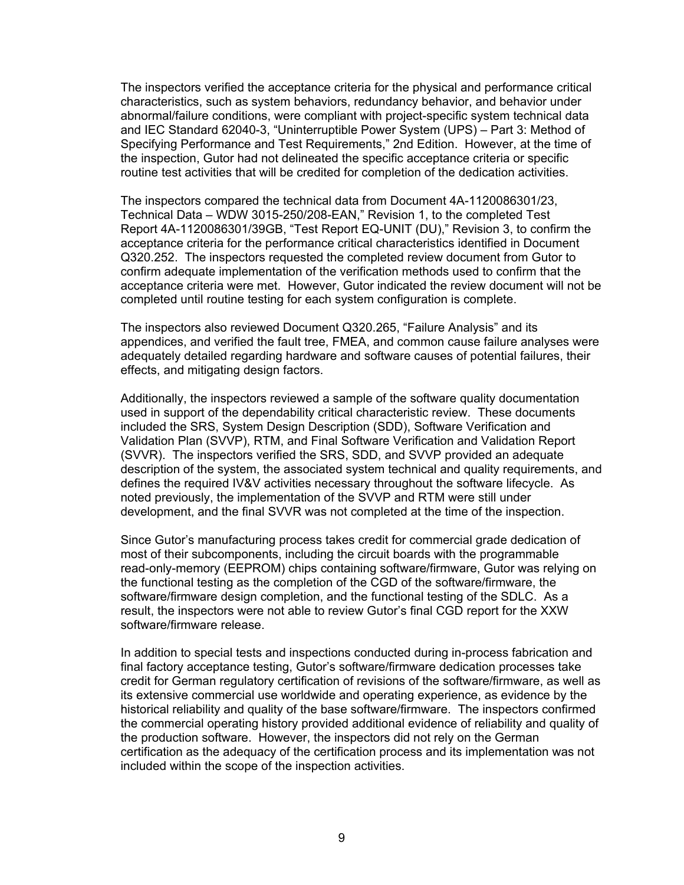The inspectors verified the acceptance criteria for the physical and performance critical characteristics, such as system behaviors, redundancy behavior, and behavior under abnormal/failure conditions, were compliant with project-specific system technical data and IEC Standard 62040-3, "Uninterruptible Power System (UPS) – Part 3: Method of Specifying Performance and Test Requirements," 2nd Edition. However, at the time of the inspection, Gutor had not delineated the specific acceptance criteria or specific routine test activities that will be credited for completion of the dedication activities.

The inspectors compared the technical data from Document 4A-1120086301/23, Technical Data – WDW 3015-250/208-EAN," Revision 1, to the completed Test Report 4A-1120086301/39GB, "Test Report EQ-UNIT (DU)," Revision 3, to confirm the acceptance criteria for the performance critical characteristics identified in Document Q320.252. The inspectors requested the completed review document from Gutor to confirm adequate implementation of the verification methods used to confirm that the acceptance criteria were met. However, Gutor indicated the review document will not be completed until routine testing for each system configuration is complete.

The inspectors also reviewed Document Q320.265, "Failure Analysis" and its appendices, and verified the fault tree, FMEA, and common cause failure analyses were adequately detailed regarding hardware and software causes of potential failures, their effects, and mitigating design factors.

Additionally, the inspectors reviewed a sample of the software quality documentation used in support of the dependability critical characteristic review. These documents included the SRS, System Design Description (SDD), Software Verification and Validation Plan (SVVP), RTM, and Final Software Verification and Validation Report (SVVR). The inspectors verified the SRS, SDD, and SVVP provided an adequate description of the system, the associated system technical and quality requirements, and defines the required IV&V activities necessary throughout the software lifecycle. As noted previously, the implementation of the SVVP and RTM were still under development, and the final SVVR was not completed at the time of the inspection.

Since Gutor's manufacturing process takes credit for commercial grade dedication of most of their subcomponents, including the circuit boards with the programmable read-only-memory (EEPROM) chips containing software/firmware, Gutor was relying on the functional testing as the completion of the CGD of the software/firmware, the software/firmware design completion, and the functional testing of the SDLC. As a result, the inspectors were not able to review Gutor's final CGD report for the XXW software/firmware release.

In addition to special tests and inspections conducted during in-process fabrication and final factory acceptance testing, Gutor's software/firmware dedication processes take credit for German regulatory certification of revisions of the software/firmware, as well as its extensive commercial use worldwide and operating experience, as evidence by the historical reliability and quality of the base software/firmware. The inspectors confirmed the commercial operating history provided additional evidence of reliability and quality of the production software. However, the inspectors did not rely on the German certification as the adequacy of the certification process and its implementation was not included within the scope of the inspection activities.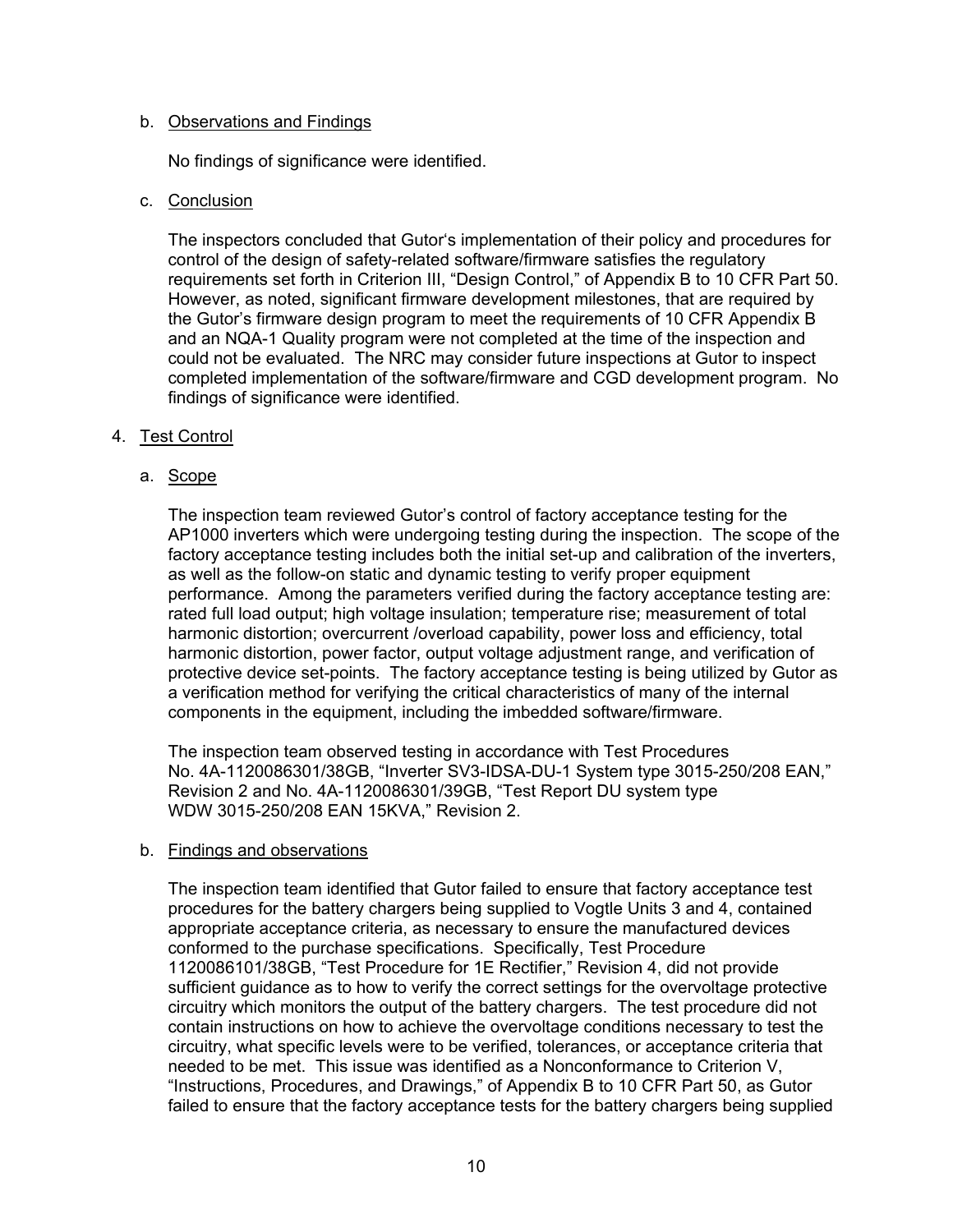b. Observations and Findings

No findings of significance were identified.

c. Conclusion

The inspectors concluded that Gutor's implementation of their policy and procedures for control of the design of safety-related software/firmware satisfies the regulatory requirements set forth in Criterion III, "Design Control," of Appendix B to 10 CFR Part 50. However, as noted, significant firmware development milestones, that are required by the Gutor's firmware design program to meet the requirements of 10 CFR Appendix B and an NQA-1 Quality program were not completed at the time of the inspection and could not be evaluated. The NRC may consider future inspections at Gutor to inspect completed implementation of the software/firmware and CGD development program. No findings of significance were identified.

4. Test Control

a. Scope

The inspection team reviewed Gutor's control of factory acceptance testing for the AP1000 inverters which were undergoing testing during the inspection. The scope of the factory acceptance testing includes both the initial set-up and calibration of the inverters, as well as the follow-on static and dynamic testing to verify proper equipment performance. Among the parameters verified during the factory acceptance testing are: rated full load output; high voltage insulation; temperature rise; measurement of total harmonic distortion; overcurrent /overload capability, power loss and efficiency, total harmonic distortion, power factor, output voltage adjustment range, and verification of protective device set-points. The factory acceptance testing is being utilized by Gutor as a verification method for verifying the critical characteristics of many of the internal components in the equipment, including the imbedded software/firmware.

The inspection team observed testing in accordance with Test Procedures No. 4A-1120086301/38GB, "Inverter SV3-IDSA-DU-1 System type 3015-250/208 EAN," Revision 2 and No. 4A-1120086301/39GB, "Test Report DU system type WDW 3015-250/208 EAN 15KVA," Revision 2.

b. Findings and observations

The inspection team identified that Gutor failed to ensure that factory acceptance test procedures for the battery chargers being supplied to Vogtle Units 3 and 4, contained appropriate acceptance criteria, as necessary to ensure the manufactured devices conformed to the purchase specifications. Specifically, Test Procedure 1120086101/38GB, "Test Procedure for 1E Rectifier," Revision 4, did not provide sufficient guidance as to how to verify the correct settings for the overvoltage protective circuitry which monitors the output of the battery chargers. The test procedure did not contain instructions on how to achieve the overvoltage conditions necessary to test the circuitry, what specific levels were to be verified, tolerances, or acceptance criteria that needed to be met. This issue was identified as a Nonconformance to Criterion V, "Instructions, Procedures, and Drawings," of Appendix B to 10 CFR Part 50, as Gutor failed to ensure that the factory acceptance tests for the battery chargers being supplied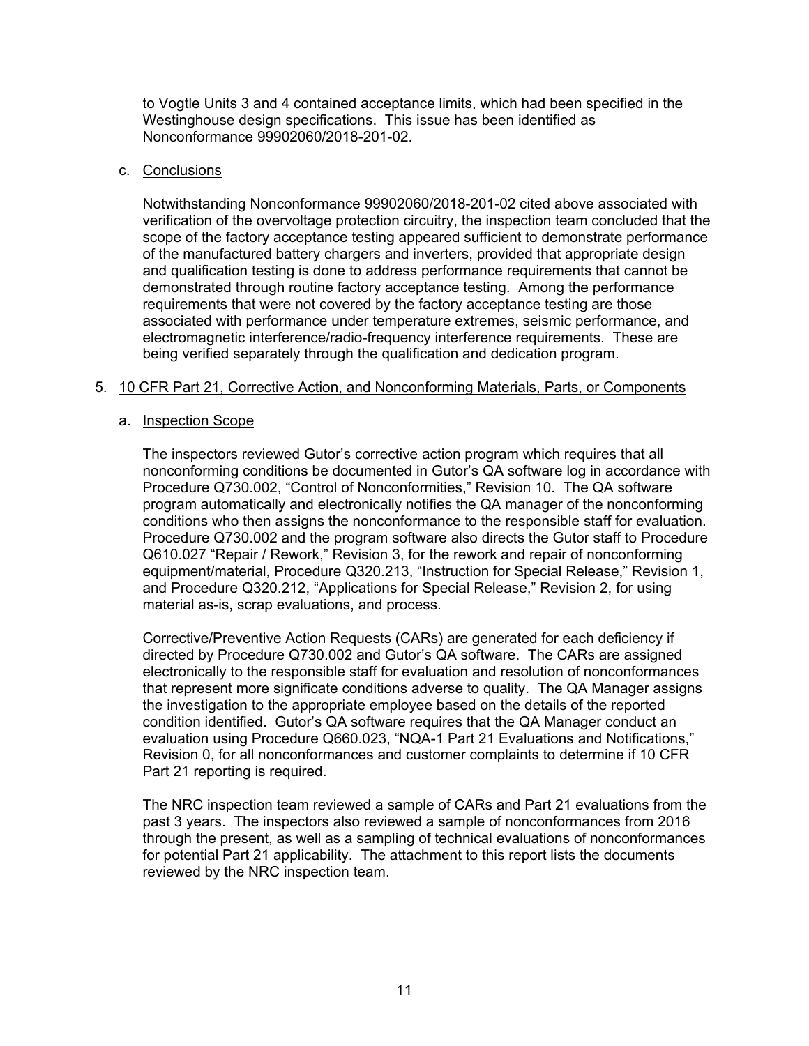to Vogtle Units 3 and 4 contained acceptance limits, which had been specified in the Westinghouse design specifications. This issue has been identified as Nonconformance 99902060/2018-201-02.

c. Conclusions

Notwithstanding Nonconformance 99902060/2018-201-02 cited above associated with verification of the overvoltage protection circuitry, the inspection team concluded that the scope of the factory acceptance testing appeared sufficient to demonstrate performance of the manufactured battery chargers and inverters, provided that appropriate design and qualification testing is done to address performance requirements that cannot be demonstrated through routine factory acceptance testing. Among the performance requirements that were not covered by the factory acceptance testing are those associated with performance under temperature extremes, seismic performance, and electromagnetic interference/radio-frequency interference requirements. These are being verified separately through the qualification and dedication program.

5. 10 CFR Part 21, Corrective Action, and Nonconforming Materials, Parts, or Components

a. Inspection Scope

The inspectors reviewed Gutor's corrective action program which requires that all nonconforming conditions be documented in Gutor's QA software log in accordance with Procedure Q730.002, "Control of Nonconformities," Revision 10. The QA software program automatically and electronically notifies the QA manager of the nonconforming conditions who then assigns the nonconformance to the responsible staff for evaluation. Procedure Q730.002 and the program software also directs the Gutor staff to Procedure Q610.027 "Repair / Rework," Revision 3, for the rework and repair of nonconforming equipment/material, Procedure Q320.213, "Instruction for Special Release," Revision 1, and Procedure Q320.212, "Applications for Special Release," Revision 2, for using material as-is, scrap evaluations, and process.

Corrective/Preventive Action Requests (CARs) are generated for each deficiency if directed by Procedure Q730.002 and Gutor's QA software. The CARs are assigned electronically to the responsible staff for evaluation and resolution of nonconformances that represent more significant conditions adverse to quality. The QA Manager assigns the investigation to the appropriate employee based on the details of the reported condition identified. Gutor's QA software requires that the QA Manager conduct an evaluation using Procedure Q660.023, "NQA-1 Part 21 Evaluations and Notifications," Revision 0, for all nonconformances and customer complaints to determine if 10 CFR Part 21 reporting is required.

The NRC inspection team reviewed a sample of CARs and Part 21 evaluations from the past 3 years. The inspectors also reviewed a sample of nonconformances from 2016 through the present, as well as a sampling of technical evaluations of nonconformances for potential Part 21 applicability. The attachment to this report lists the documents reviewed by the NRC inspection team.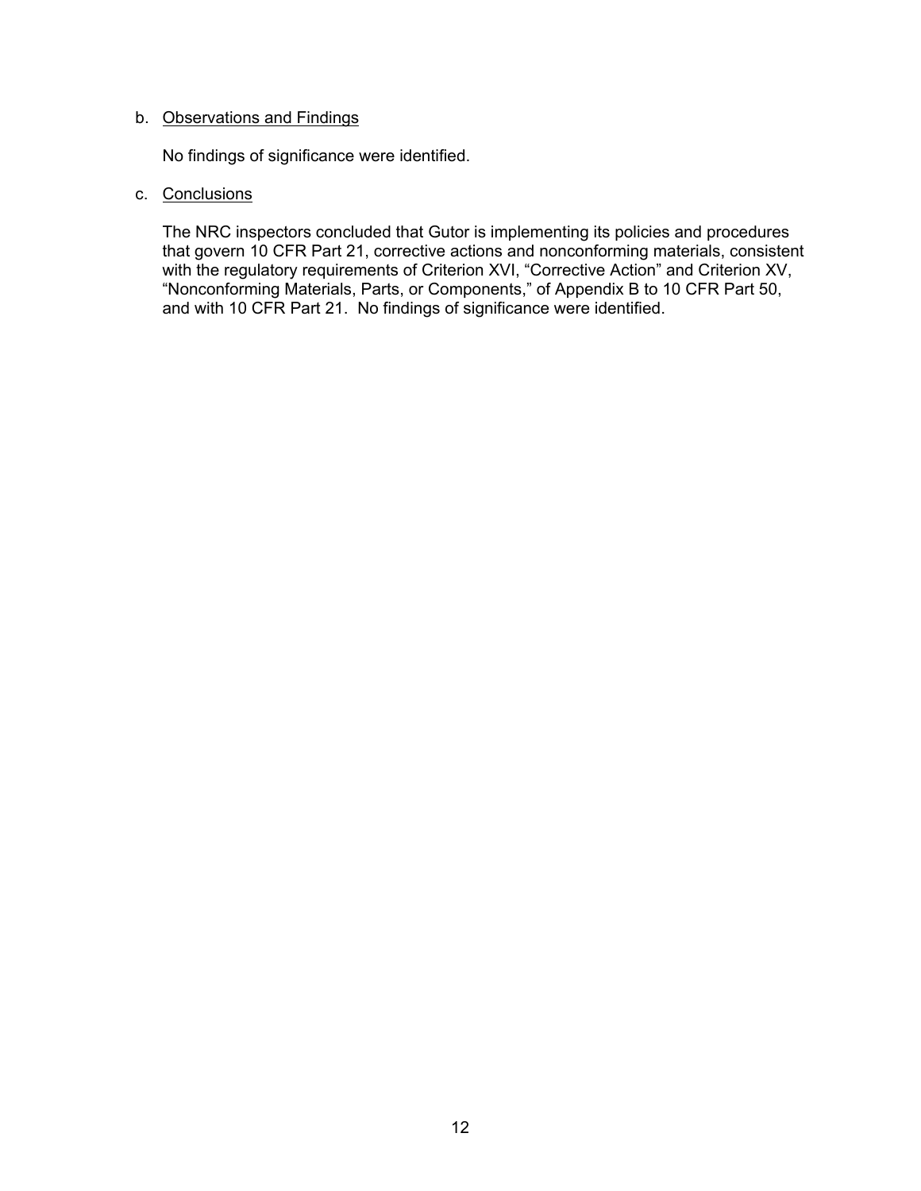b. Observations and Findings

No findings of significance were identified.

c. Conclusions

The NRC inspectors concluded that Gutor is implementing its policies and procedures that govern 10 CFR Part 21, corrective actions and nonconforming materials, consistent with the regulatory requirements of Criterion XVI, “Corrective Action” and Criterion XV, “Nonconforming Materials, Parts, or Components,” of Appendix B to 10 CFR Part 50, and with 10 CFR Part 21. No findings of significance were identified.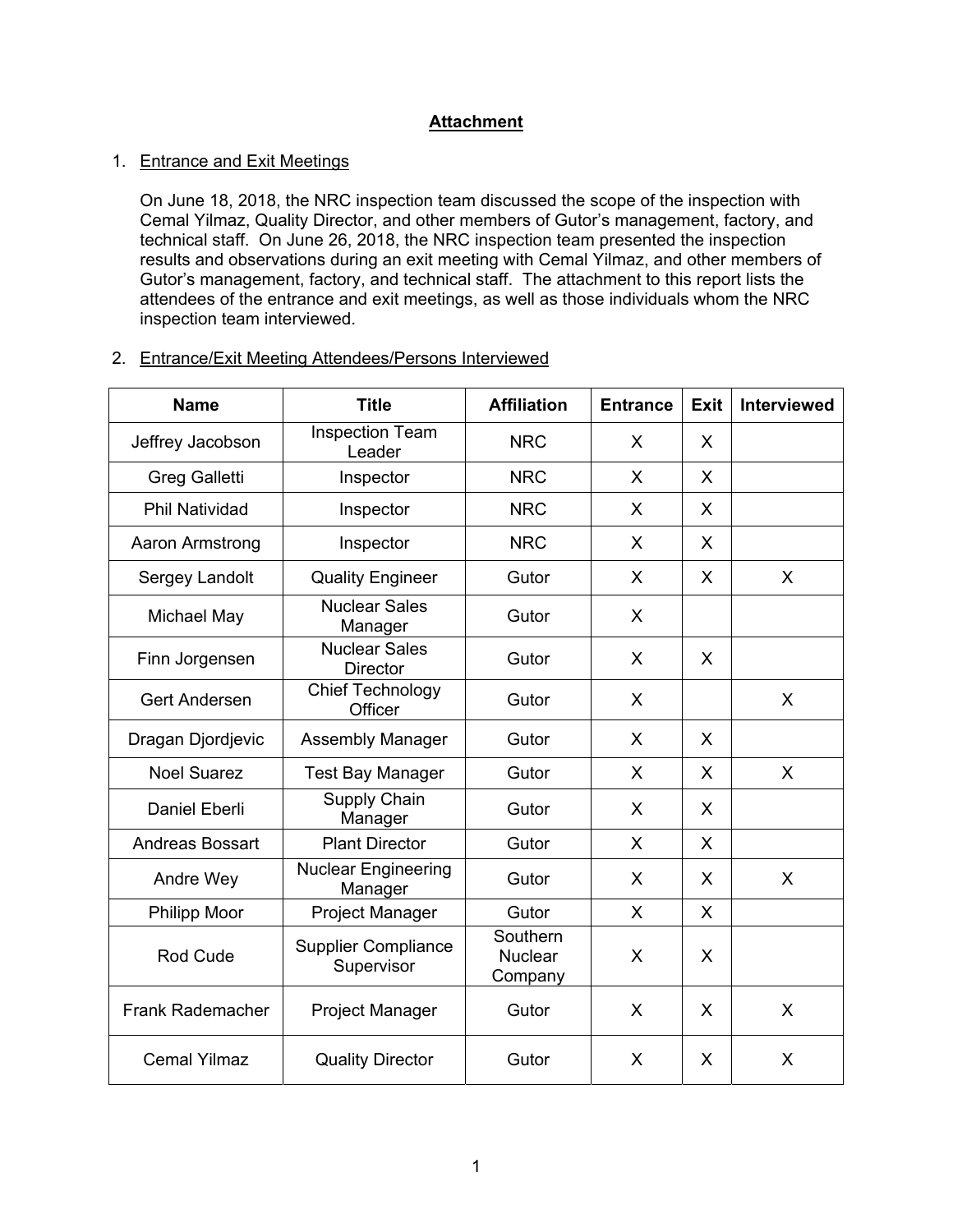# Attachment

1. Entrance and Exit Meetings

   On June 18, 2018, the NRC inspection team discussed the scope of the inspection with Cemal Yilmaz, Quality Director, and other members of Gutor's management, factory, and technical staff. On June 26, 2018, the NRC inspection team presented the inspection results and observations during an exit meeting with Cemal Yilmaz, and other members of Gutor's management, factory, and technical staff. The attachment to this report lists the attendees of the entrance and exit meetings, as well as those individuals whom the NRC inspection team interviewed.

2. Entrance/Exit Meeting Attendees/Persons Interviewed

| Name | Title | Affiliation | Entrance | Exit | Interviewed |
|---|---|---|---|---|---|
| Jeffrey Jacobson | Inspection Team Leader | NRC | X | X | |
| Greg Galletti | Inspector | NRC | X | X | |
| Phil Natividad | Inspector | NRC | X | X | |
| Aaron Armstrong | Inspector | NRC | X | X | |
| Sergey Landolt | Quality Engineer | Gutor | X | X | X |
| Michael May | Nuclear Sales Manager | Gutor | X | | |
| Finn Jorgensen | Nuclear Sales Director | Gutor | X | X | |
| Gert Andersen | Chief Technology Officer | Gutor | X | | X |
| Dragan Djordjevic | Assembly Manager | Gutor | X | X | |
| Noel Suarez | Test Bay Manager | Gutor | X | X | X |
| Daniel Eberli | Supply Chain Manager | Gutor | X | X | |
| Andreas Bossart | Plant Director | Gutor | X | X | |
| Andre Wey | Nuclear Engineering Manager | Gutor | X | X | X |
| Philipp Moor | Project Manager | Gutor | X | X | |
| Rod Cude | Supplier Compliance Supervisor | Southern Nuclear Company | X | X | |
| Frank Rademacher | Project Manager | Gutor | X | X | X |
| Cemal Yilmaz | Quality Director | Gutor | X | X | X |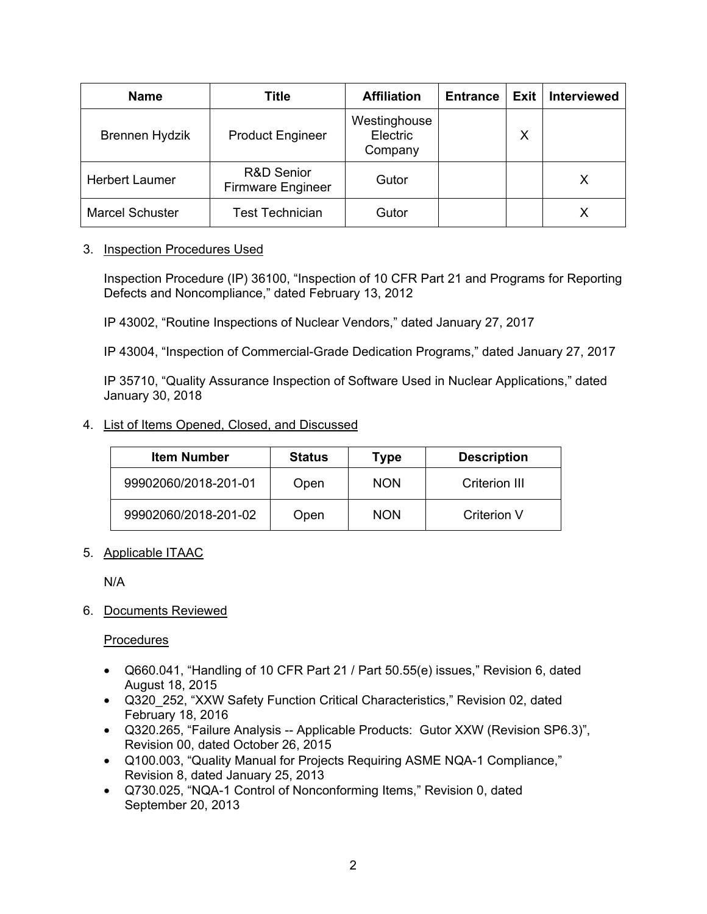| Name | Title | Affiliation | Entrance | Exit | Interviewed |
|---|---|---|---|---|---|
| Brennen Hydzik | Product Engineer | Westinghouse Electric Company | | X | |
| Herbert Laumer | R&D Senior Firmware Engineer | Gutor | | | X |
| Marcel Schuster | Test Technician | Gutor | | | X |

3. Inspection Procedures Used

   Inspection Procedure (IP) 36100, "Inspection of 10 CFR Part 21 and Programs for Reporting Defects and Noncompliance," dated February 13, 2012

   IP 43002, "Routine Inspections of Nuclear Vendors," dated January 27, 2017

   IP 43004, "Inspection of Commercial-Grade Dedication Programs," dated January 27, 2017

   IP 35710, "Quality Assurance Inspection of Software Used in Nuclear Applications," dated January 30, 2018

4. List of Items Opened, Closed, and Discussed

| Item Number | Status | Type | Description |
|---|---|---|---|
| 99902060/2018-201-01 | Open | NON | Criterion III |
| 99902060/2018-201-02 | Open | NON | Criterion V |

5. Applicable ITAAC

   N/A

6. Documents Reviewed

   Procedures

   - Q660.041, "Handling of 10 CFR Part 21 / Part 50.55(e) issues," Revision 6, dated August 18, 2015
   - Q320_252, "XXW Safety Function Critical Characteristics," Revision 02, dated February 18, 2016
   - Q320.265, "Failure Analysis -- Applicable Products: Gutor XXW (Revision SP6.3)", Revision 00, dated October 26, 2015
   - Q100.003, "Quality Manual for Projects Requiring ASME NQA-1 Compliance," Revision 8, dated January 25, 2013
   - Q730.025, "NQA-1 Control of Nonconforming Items," Revision 0, dated September 20, 2013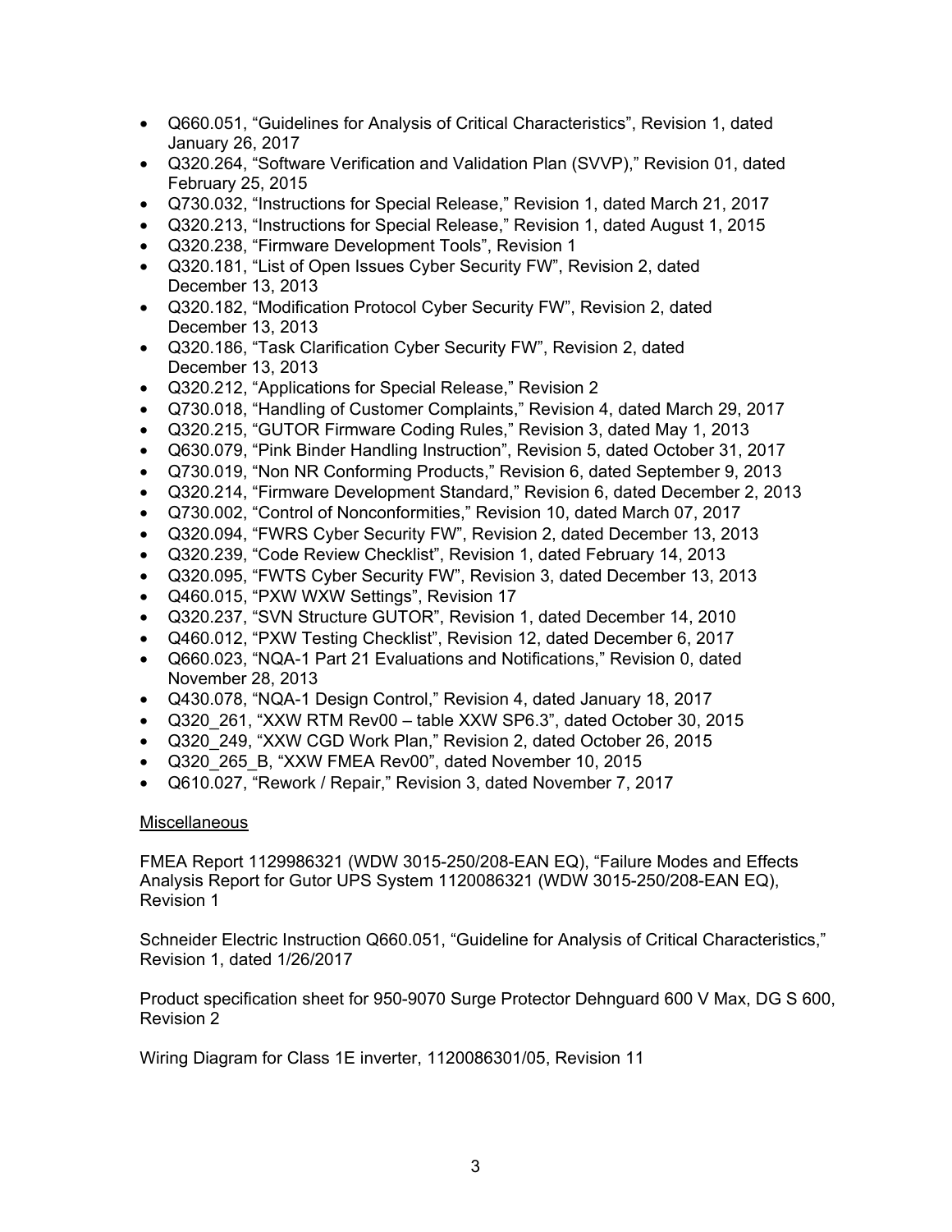- Q660.051, “Guidelines for Analysis of Critical Characteristics”, Revision 1, dated January 26, 2017
- Q320.264, “Software Verification and Validation Plan (SVVP),” Revision 01, dated February 25, 2015
- Q730.032, “Instructions for Special Release,” Revision 1, dated March 21, 2017
- Q320.213, “Instructions for Special Release,” Revision 1, dated August 1, 2015
- Q320.238, “Firmware Development Tools”, Revision 1
- Q320.181, “List of Open Issues Cyber Security FW”, Revision 2, dated December 13, 2013
- Q320.182, “Modification Protocol Cyber Security FW”, Revision 2, dated December 13, 2013
- Q320.186, “Task Clarification Cyber Security FW”, Revision 2, dated December 13, 2013
- Q320.212, “Applications for Special Release,” Revision 2
- Q730.018, “Handling of Customer Complaints,” Revision 4, dated March 29, 2017
- Q320.215, “GUTOR Firmware Coding Rules,” Revision 3, dated May 1, 2013
- Q630.079, “Pink Binder Handling Instruction”, Revision 5, dated October 31, 2017
- Q730.019, “Non NR Conforming Products,” Revision 6, dated September 9, 2013
- Q320.214, “Firmware Development Standard,” Revision 6, dated December 2, 2013
- Q730.002, “Control of Nonconformities,” Revision 10, dated March 07, 2017
- Q320.094, “FWRS Cyber Security FW”, Revision 2, dated December 13, 2013
- Q320.239, “Code Review Checklist”, Revision 1, dated February 14, 2013
- Q320.095, “FWTS Cyber Security FW”, Revision 3, dated December 13, 2013
- Q460.015, “PXW WXW Settings”, Revision 17
- Q320.237, “SVN Structure GUTOR”, Revision 1, dated December 14, 2010
- Q460.012, “PXW Testing Checklist”, Revision 12, dated December 6, 2017
- Q660.023, “NQA-1 Part 21 Evaluations and Notifications,” Revision 0, dated November 28, 2013
- Q430.078, “NQA-1 Design Control,” Revision 4, dated January 18, 2017
- Q320_261, “XXW RTM Rev00 – table XXW SP6.3”, dated October 30, 2015
- Q320_249, “XXW CGD Work Plan,” Revision 2, dated October 26, 2015
- Q320_265_B, “XXW FMEA Rev00”, dated November 10, 2015
- Q610.027, “Rework / Repair,” Revision 3, dated November 7, 2017

<u>Miscellaneous</u>

FMEA Report 1129986321 (WDW 3015-250/208-EAN EQ), “Failure Modes and Effects Analysis Report for Gutor UPS System 1120086321 (WDW 3015-250/208-EAN EQ), Revision 1

Schneider Electric Instruction Q660.051, “Guideline for Analysis of Critical Characteristics,” Revision 1, dated 1/26/2017

Product specification sheet for 950-9070 Surge Protector Dehnguard 600 V Max, DG S 600, Revision 2

Wiring Diagram for Class 1E inverter, 1120086301/05, Revision 11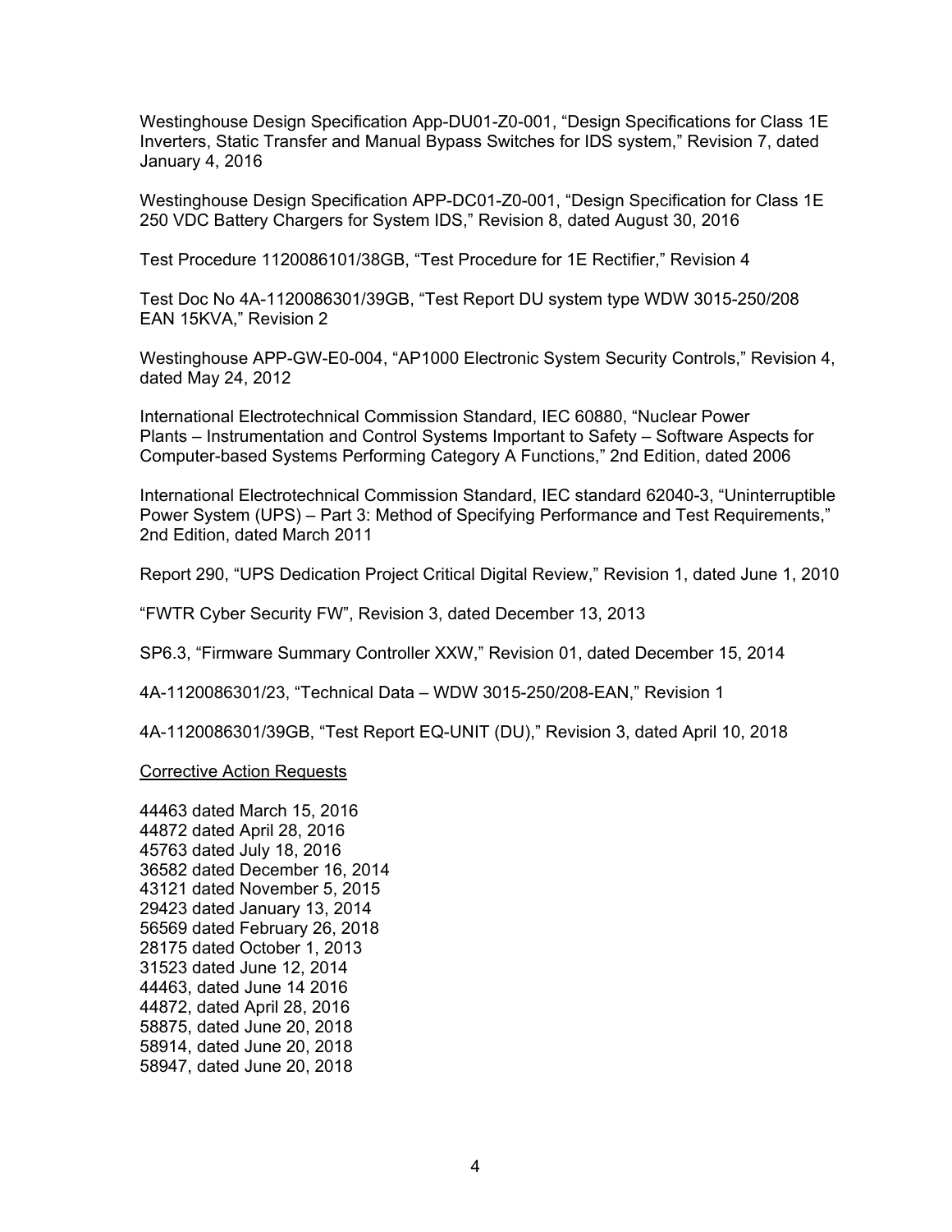Westinghouse Design Specification App-DU01-Z0-001, "Design Specifications for Class 1E Inverters, Static Transfer and Manual Bypass Switches for IDS system," Revision 7, dated January 4, 2016

Westinghouse Design Specification APP-DC01-Z0-001, "Design Specification for Class 1E 250 VDC Battery Chargers for System IDS," Revision 8, dated August 30, 2016

Test Procedure 1120086101/38GB, "Test Procedure for 1E Rectifier," Revision 4

Test Doc No 4A-1120086301/39GB, "Test Report DU system type WDW 3015-250/208 EAN 15KVA," Revision 2

Westinghouse APP-GW-E0-004, "AP1000 Electronic System Security Controls," Revision 4, dated May 24, 2012

International Electrotechnical Commission Standard, IEC 60880, "Nuclear Power Plants – Instrumentation and Control Systems Important to Safety – Software Aspects for Computer-based Systems Performing Category A Functions," 2nd Edition, dated 2006

International Electrotechnical Commission Standard, IEC standard 62040-3, "Uninterruptible Power System (UPS) – Part 3: Method of Specifying Performance and Test Requirements," 2nd Edition, dated March 2011

Report 290, "UPS Dedication Project Critical Digital Review," Revision 1, dated June 1, 2010

"FWTR Cyber Security FW", Revision 3, dated December 13, 2013

SP6.3, "Firmware Summary Controller XXW," Revision 01, dated December 15, 2014

4A-1120086301/23, "Technical Data – WDW 3015-250/208-EAN," Revision 1

4A-1120086301/39GB, "Test Report EQ-UNIT (DU)," Revision 3, dated April 10, 2018

Corrective Action Requests

44463 dated March 15, 2016
44872 dated April 28, 2016
45763 dated July 18, 2016
36582 dated December 16, 2014
43121 dated November 5, 2015
29423 dated January 13, 2014
56569 dated February 26, 2018
28175 dated October 1, 2013
31523 dated June 12, 2014
44463, dated June 14 2016
44872, dated April 28, 2016
58875, dated June 20, 2018
58914, dated June 20, 2018
58947, dated June 20, 2018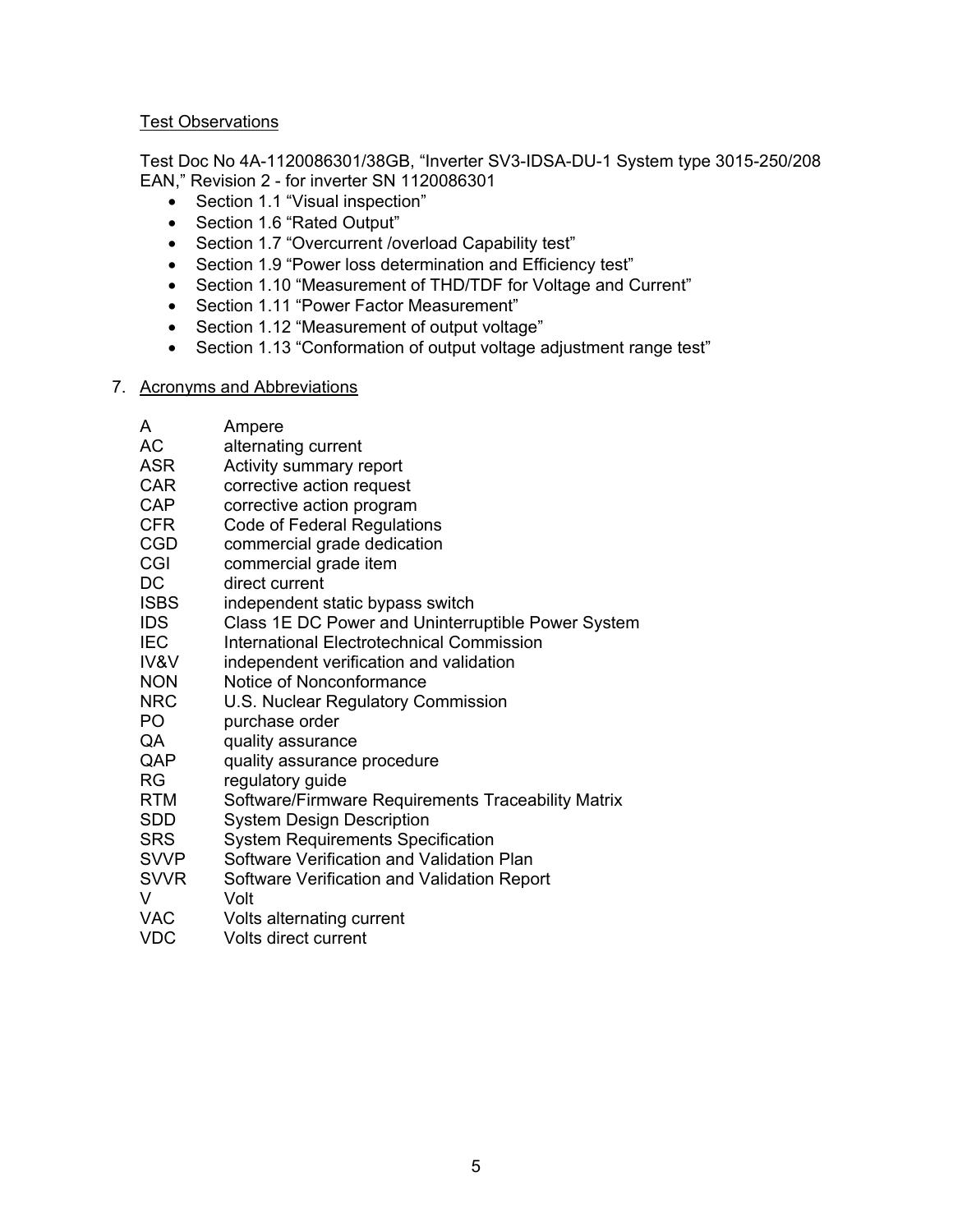Test Observations

Test Doc No 4A-1120086301/38GB, "Inverter SV3-IDSA-DU-1 System type 3015-250/208 EAN," Revision 2 - for inverter SN 1120086301

- Section 1.1 "Visual inspection"
- Section 1.6 "Rated Output"
- Section 1.7 "Overcurrent /overload Capability test"
- Section 1.9 "Power loss determination and Efficiency test"
- Section 1.10 "Measurement of THD/TDF for Voltage and Current"
- Section 1.11 "Power Factor Measurement"
- Section 1.12 "Measurement of output voltage"
- Section 1.13 "Conformation of output voltage adjustment range test"

## 7. Acronyms and Abbreviations

| | |
|---|---|
| A | Ampere |
| AC | alternating current |
| ASR | Activity summary report |
| CAR | corrective action request |
| CAP | corrective action program |
| CFR | Code of Federal Regulations |
| CGD | commercial grade dedication |
| CGI | commercial grade item |
| DC | direct current |
| ISBS | independent static bypass switch |
| IDS | Class 1E DC Power and Uninterruptible Power System |
| IEC | International Electrotechnical Commission |
| IV&V | independent verification and validation |
| NON | Notice of Nonconformance |
| NRC | U.S. Nuclear Regulatory Commission |
| PO | purchase order |
| QA | quality assurance |
| QAP | quality assurance procedure |
| RG | regulatory guide |
| RTM | Software/Firmware Requirements Traceability Matrix |
| SDD | System Design Description |
| SRS | System Requirements Specification |
| SVVP | Software Verification and Validation Plan |
| SVVR | Software Verification and Validation Report |
| V | Volt |
| VAC | Volts alternating current |
| VDC | Volts direct current |